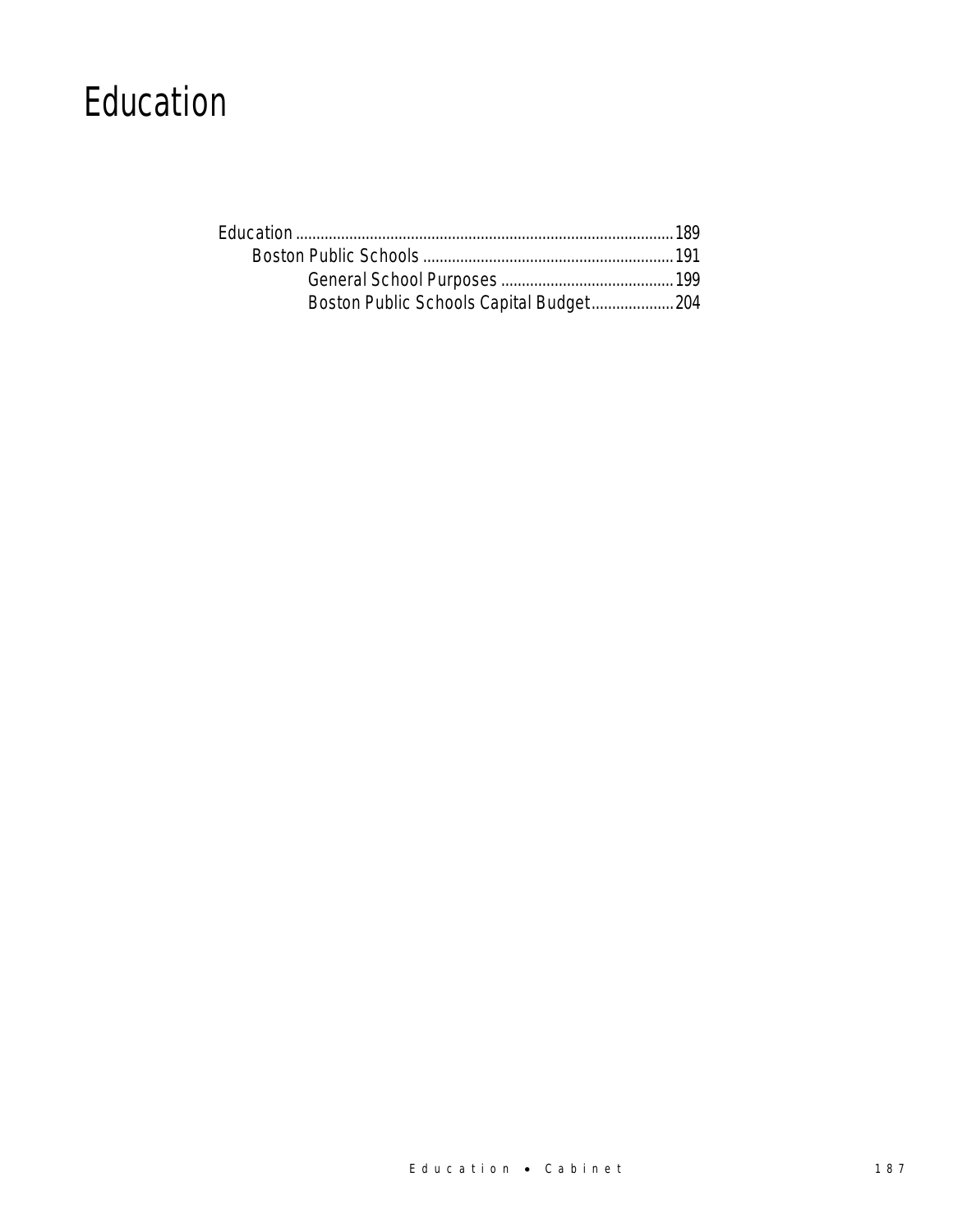# Education

Education .......................................................................................189
Boston Public Schools .............................................................191
General School Purposes ..........................................199
Boston Public Schools Capital Budget....................204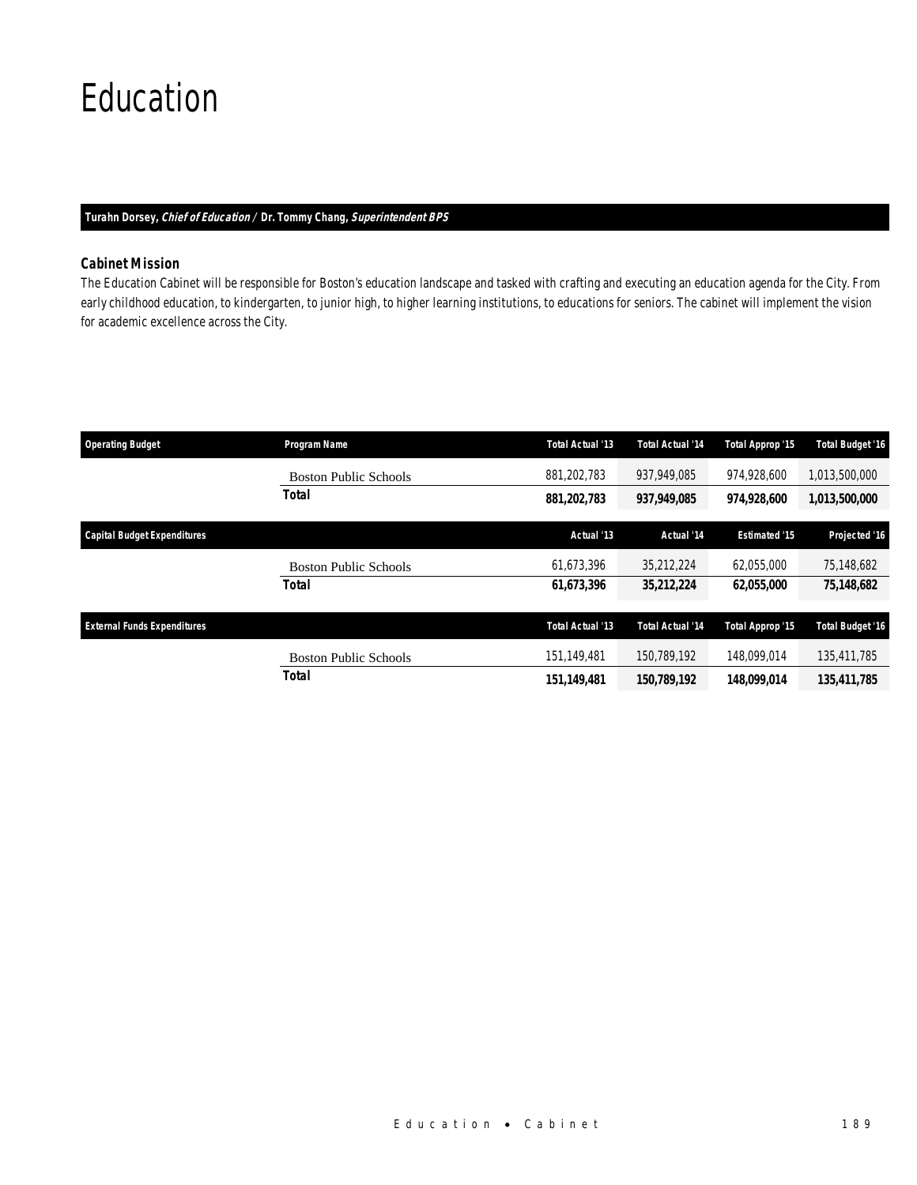# Education

**Turahn Dorsey, *Chief of Education* / Dr. Tommy Chang, *Superintendent BPS***

### Cabinet Mission

The Education Cabinet will be responsible for Boston's education landscape and tasked with crafting and executing an education agenda for the City. From early childhood education, to kindergarten, to junior high, to higher learning institutions, to educations for seniors. The cabinet will implement the vision for academic excellence across the City.

| Operating Budget | Program Name | Total Actual '13 | Total Actual '14 | Total Approp '15 | Total Budget '16 |
|---|---|---|---|---|---|
| | Boston Public Schools | 881,202,783 | 937,949,085 | 974,928,600 | 1,013,500,000 |
| | **Total** | **881,202,783** | **937,949,085** | **974,928,600** | **1,013,500,000** |

| Capital Budget Expenditures | | Actual '13 | Actual '14 | Estimated '15 | Projected '16 |
|---|---|---|---|---|---|
| | Boston Public Schools | 61,673,396 | 35,212,224 | 62,055,000 | 75,148,682 |
| | **Total** | **61,673,396** | **35,212,224** | **62,055,000** | **75,148,682** |

| External Funds Expenditures | | Total Actual '13 | Total Actual '14 | Total Approp '15 | Total Budget '16 |
|---|---|---|---|---|---|
| | Boston Public Schools | 151,149,481 | 150,789,192 | 148,099,014 | 135,411,785 |
| | **Total** | **151,149,481** | **150,789,192** | **148,099,014** | **135,411,785** |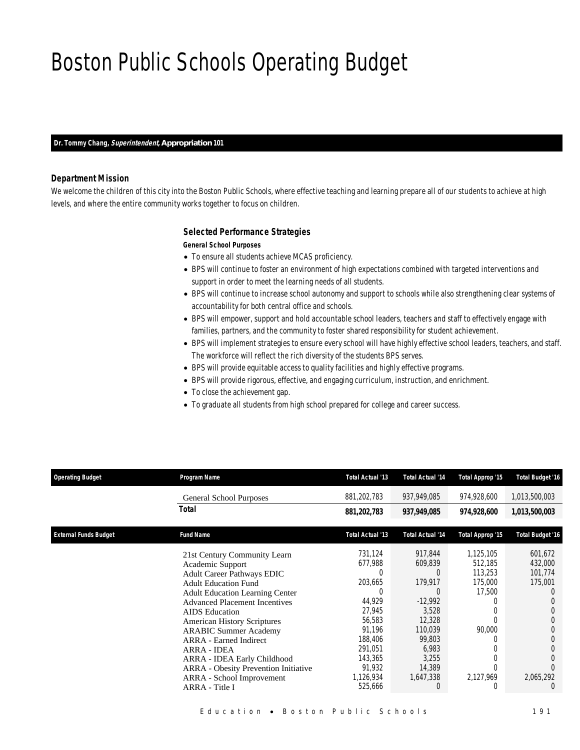# Boston Public Schools Operating Budget

**Dr. Tommy Chang, *Superintendent*, Appropriation 101**

### Department Mission

*We welcome the children of this city into the Boston Public Schools, where effective teaching and learning prepare all of our students to achieve at high levels, and where the entire community works together to focus on children.*

### Selected Performance Strategies

**General School Purposes**

- To ensure all students achieve MCAS proficiency.
- BPS will continue to foster an environment of high expectations combined with targeted interventions and support in order to meet the learning needs of all students.
- BPS will continue to increase school autonomy and support to schools while also strengthening clear systems of accountability for both central office and schools.
- BPS will empower, support and hold accountable school leaders, teachers and staff to effectively engage with families, partners, and the community to foster shared responsibility for student achievement.
- BPS will implement strategies to ensure every school will have highly effective school leaders, teachers, and staff. The workforce will reflect the rich diversity of the students BPS serves.
- BPS will provide equitable access to quality facilities and highly effective programs.
- BPS will provide rigorous, effective, and engaging curriculum, instruction, and enrichment.
- To close the achievement gap.
- To graduate all students from high school prepared for college and career success.

| Operating Budget | Program Name | Total Actual '13 | Total Actual '14 | Total Approp '15 | Total Budget '16 |
|---|---|---|---|---|---|
| | General School Purposes | 881,202,783 | 937,949,085 | 974,928,600 | 1,013,500,003 |
| | **Total** | **881,202,783** | **937,949,085** | **974,928,600** | **1,013,500,003** |

| External Funds Budget | Fund Name | Total Actual '13 | Total Actual '14 | Total Approp '15 | Total Budget '16 |
|---|---|---|---|---|---|
| | 21st Century Community Learn | 731,124 | 917,844 | 1,125,105 | 601,672 |
| | Academic Support | 677,988 | 609,839 | 512,185 | 432,000 |
| | Adult Career Pathways EDIC | 0 | 0 | 113,253 | 101,774 |
| | Adult Education Fund | 203,665 | 179,917 | 175,000 | 175,001 |
| | Adult Education Learning Center | 0 | 0 | 17,500 | 0 |
| | Advanced Placement Incentives | 44,929 | -12,992 | 0 | 0 |
| | AIDS Education | 27,945 | 3,528 | 0 | 0 |
| | American History Scriptures | 56,583 | 12,328 | 0 | 0 |
| | ARABIC Summer Academy | 91,196 | 110,039 | 90,000 | 0 |
| | ARRA - Earned Indirect | 188,406 | 99,803 | 0 | 0 |
| | ARRA - IDEA | 291,051 | 6,983 | 0 | 0 |
| | ARRA - IDEA Early Childhood | 143,365 | 3,255 | 0 | 0 |
| | ARRA - Obesity Prevention Initiative | 91,932 | 14,389 | 0 | 0 |
| | ARRA - School Improvement | 1,126,934 | 1,647,338 | 2,127,969 | 2,065,292 |
| | ARRA - Title I | 525,666 | 0 | 0 | 0 |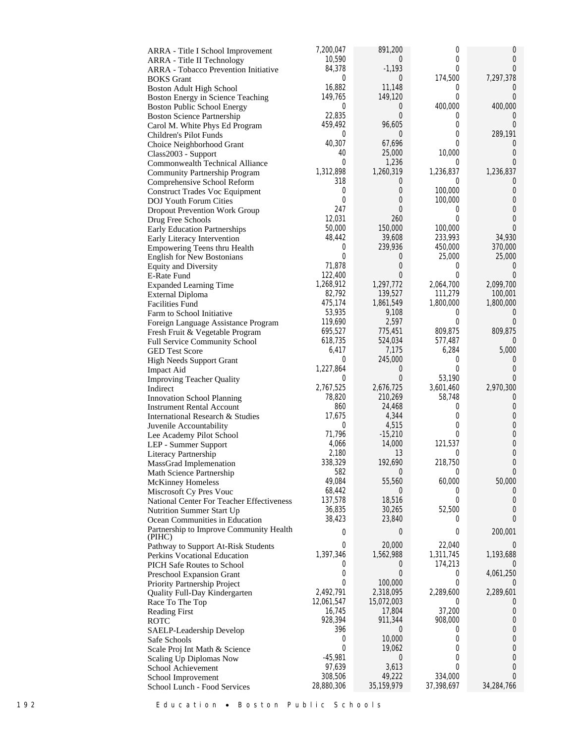| | | | | |
|---|---|---|---|---|
| ARRA - Title I School Improvement | 7,200,047 | 891,200 | 0 | 0 |
| ARRA - Title II Technology | 10,590 | 0 | 0 | 0 |
| ARRA - Tobacco Prevention Initiative | 84,378 | -1,193 | 0 | 0 |
| BOKS Grant | 0 | 0 | 174,500 | 7,297,378 |
| Boston Adult High School | 16,882 | 11,148 | 0 | 0 |
| Boston Energy in Science Teaching | 149,765 | 149,120 | 0 | 0 |
| Boston Public School Energy | 0 | 0 | 400,000 | 400,000 |
| Boston Science Partnership | 22,835 | 0 | 0 | 0 |
| Carol M. White Phys Ed Program | 459,492 | 96,605 | 0 | 0 |
| Children's Pilot Funds | 0 | 0 | 0 | 289,191 |
| Choice Neighborhood Grant | 40,307 | 67,696 | 0 | 0 |
| Class2003 - Support | 40 | 25,000 | 10,000 | 0 |
| Commonwealth Technical Alliance | 0 | 1,236 | 0 | 0 |
| Community Partnership Program | 1,312,898 | 1,260,319 | 1,236,837 | 1,236,837 |
| Comprehensive School Reform | 318 | 0 | 0 | 0 |
| Construct Trades Voc Equipment | 0 | 0 | 100,000 | 0 |
| DOJ Youth Forum Cities | 0 | 0 | 100,000 | 0 |
| Dropout Prevention Work Group | 247 | 0 | 0 | 0 |
| Drug Free Schools | 12,031 | 260 | 0 | 0 |
| Early Education Partnerships | 50,000 | 150,000 | 100,000 | 0 |
| Early Literacy Intervention | 48,442 | 39,608 | 233,993 | 34,930 |
| Empowering Teens thru Health | 0 | 239,936 | 450,000 | 370,000 |
| English for New Bostonians | 0 | 0 | 25,000 | 25,000 |
| Equity and Diversity | 71,878 | 0 | 0 | 0 |
| E-Rate Fund | 122,400 | 0 | 0 | 0 |
| Expanded Learning Time | 1,268,912 | 1,297,772 | 2,064,700 | 2,099,700 |
| External Diploma | 82,792 | 139,527 | 111,279 | 100,001 |
| Facilities Fund | 475,174 | 1,861,549 | 1,800,000 | 1,800,000 |
| Farm to School Initiative | 53,935 | 9,108 | 0 | 0 |
| Foreign Language Assistance Program | 119,690 | 2,597 | 0 | 0 |
| Fresh Fruit & Vegetable Program | 695,527 | 775,451 | 809,875 | 809,875 |
| Full Service Community School | 618,735 | 524,034 | 577,487 | 0 |
| GED Test Score | 6,417 | 7,175 | 6,284 | 5,000 |
| High Needs Support Grant | 0 | 245,000 | 0 | 0 |
| Impact Aid | 1,227,864 | 0 | 0 | 0 |
| Improving Teacher Quality | 0 | 0 | 53,190 | 0 |
| Indirect | 2,767,525 | 2,676,725 | 3,601,460 | 2,970,300 |
| Innovation School Planning | 78,820 | 210,269 | 58,748 | 0 |
| Instrument Rental Account | 860 | 24,468 | 0 | 0 |
| International Research & Studies | 17,675 | 4,344 | 0 | 0 |
| Juvenile Accountability | 0 | 4,515 | 0 | 0 |
| Lee Academy Pilot School | 71,796 | -15,210 | 0 | 0 |
| LEP - Summer Support | 4,066 | 14,000 | 121,537 | 0 |
| Literacy Partnership | 2,180 | 13 | 0 | 0 |
| MassGrad Implemenation | 338,329 | 192,690 | 218,750 | 0 |
| Math Science Partnership | 582 | 0 | 0 | 0 |
| McKinney Homeless | 49,084 | 55,560 | 60,000 | 50,000 |
| Miscrosoft Cy Pres Vouc | 68,442 | 0 | 0 | 0 |
| National Center For Teacher Effectiveness | 137,578 | 18,516 | 0 | 0 |
| Nutrition Summer Start Up | 36,835 | 30,265 | 52,500 | 0 |
| Ocean Communities in Education | 38,423 | 23,840 | 0 | 0 |
| Partnership to Improve Community Health (PIHC) | 0 | 0 | 0 | 200,001 |
| Pathway to Support At-Risk Students | 0 | 20,000 | 22,040 | 0 |
| Perkins Vocational Education | 1,397,346 | 1,562,988 | 1,311,745 | 1,193,688 |
| PICH Safe Routes to School | 0 | 0 | 174,213 | 0 |
| Preschool Expansion Grant | 0 | 0 | 0 | 4,061,250 |
| Priority Partnership Project | 0 | 100,000 | 0 | 0 |
| Quality Full-Day Kindergarten | 2,492,791 | 2,318,095 | 2,289,600 | 2,289,601 |
| Race To The Top | 12,061,547 | 15,072,003 | 0 | 0 |
| Reading First | 16,745 | 17,804 | 37,200 | 0 |
| ROTC | 928,394 | 911,344 | 908,000 | 0 |
| SAELP-Leadership Develop | 396 | 0 | 0 | 0 |
| Safe Schools | 0 | 10,000 | 0 | 0 |
| Scale Proj Int Math & Science | 0 | 19,062 | 0 | 0 |
| Scaling Up Diplomas Now | -45,981 | 0 | 0 | 0 |
| School Achievement | 97,639 | 3,613 | 0 | 0 |
| School Improvement | 308,506 | 49,222 | 334,000 | 0 |
| School Lunch - Food Services | 28,880,306 | 35,159,979 | 37,398,697 | 34,284,766 |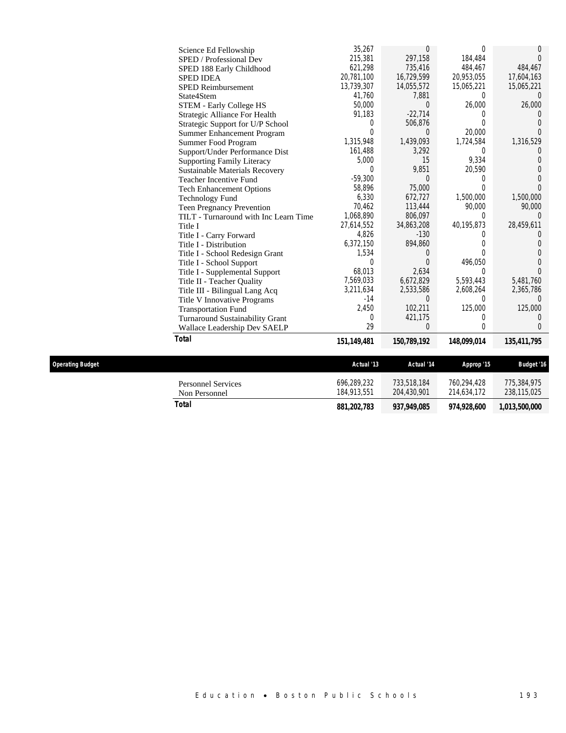| | | | | |
|---|---|---|---|---|
| Science Ed Fellowship | 35,267 | 0 | 0 | 0 |
| SPED / Professional Dev | 215,381 | 297,158 | 184,484 | 0 |
| SPED 188 Early Childhood | 621,298 | 735,416 | 484,467 | 484,467 |
| SPED IDEA | 20,781,100 | 16,729,599 | 20,953,055 | 17,604,163 |
| SPED Reimbursement | 13,739,307 | 14,055,572 | 15,065,221 | 15,065,221 |
| State4Stem | 41,760 | 7,881 | 0 | 0 |
| STEM - Early College HS | 50,000 | 0 | 26,000 | 26,000 |
| Strategic Alliance For Health | 91,183 | -22,714 | 0 | 0 |
| Strategic Support for U/P School | 0 | 506,876 | 0 | 0 |
| Summer Enhancement Program | 0 | 0 | 20,000 | 0 |
| Summer Food Program | 1,315,948 | 1,439,093 | 1,724,584 | 1,316,529 |
| Support/Under Performance Dist | 161,488 | 3,292 | 0 | 0 |
| Supporting Family Literacy | 5,000 | 15 | 9,334 | 0 |
| Sustainable Materials Recovery | 0 | 9,851 | 20,590 | 0 |
| Teacher Incentive Fund | -59,300 | 0 | 0 | 0 |
| Tech Enhancement Options | 58,896 | 75,000 | 0 | 0 |
| Technology Fund | 6,330 | 672,727 | 1,500,000 | 1,500,000 |
| Teen Pregnancy Prevention | 70,462 | 113,444 | 90,000 | 90,000 |
| TILT - Turnaround with Inc Learn Time | 1,068,890 | 806,097 | 0 | 0 |
| Title I | 27,614,552 | 34,863,208 | 40,195,873 | 28,459,611 |
| Title I - Carry Forward | 4,826 | -130 | 0 | 0 |
| Title I - Distribution | 6,372,150 | 894,860 | 0 | 0 |
| Title I - School Redesign Grant | 1,534 | 0 | 0 | 0 |
| Title I - School Support | 0 | 0 | 496,050 | 0 |
| Title I - Supplemental Support | 68,013 | 2,634 | 0 | 0 |
| Title II - Teacher Quality | 7,569,033 | 6,672,829 | 5,593,443 | 5,481,760 |
| Title III - Bilingual Lang Acq | 3,211,634 | 2,533,586 | 2,608,264 | 2,365,786 |
| Title V Innovative Programs | -14 | 0 | 0 | 0 |
| Transportation Fund | 2,450 | 102,211 | 125,000 | 125,000 |
| Turnaround Sustainability Grant | 0 | 421,175 | 0 | 0 |
| Wallace Leadership Dev SAELP | 29 | 0 | 0 | 0 |
| **Total** | **151,149,481** | **150,789,192** | **148,099,014** | **135,411,795** |

| **Operating Budget** | **Actual '13** | **Actual '14** | **Approp '15** | **Budget '16** |
|---|---|---|---|---|
| Personnel Services | 696,289,232 | 733,518,184 | 760,294,428 | 775,384,975 |
| Non Personnel | 184,913,551 | 204,430,901 | 214,634,172 | 238,115,025 |
| **Total** | **881,202,783** | **937,949,085** | **974,928,600** | **1,013,500,000** |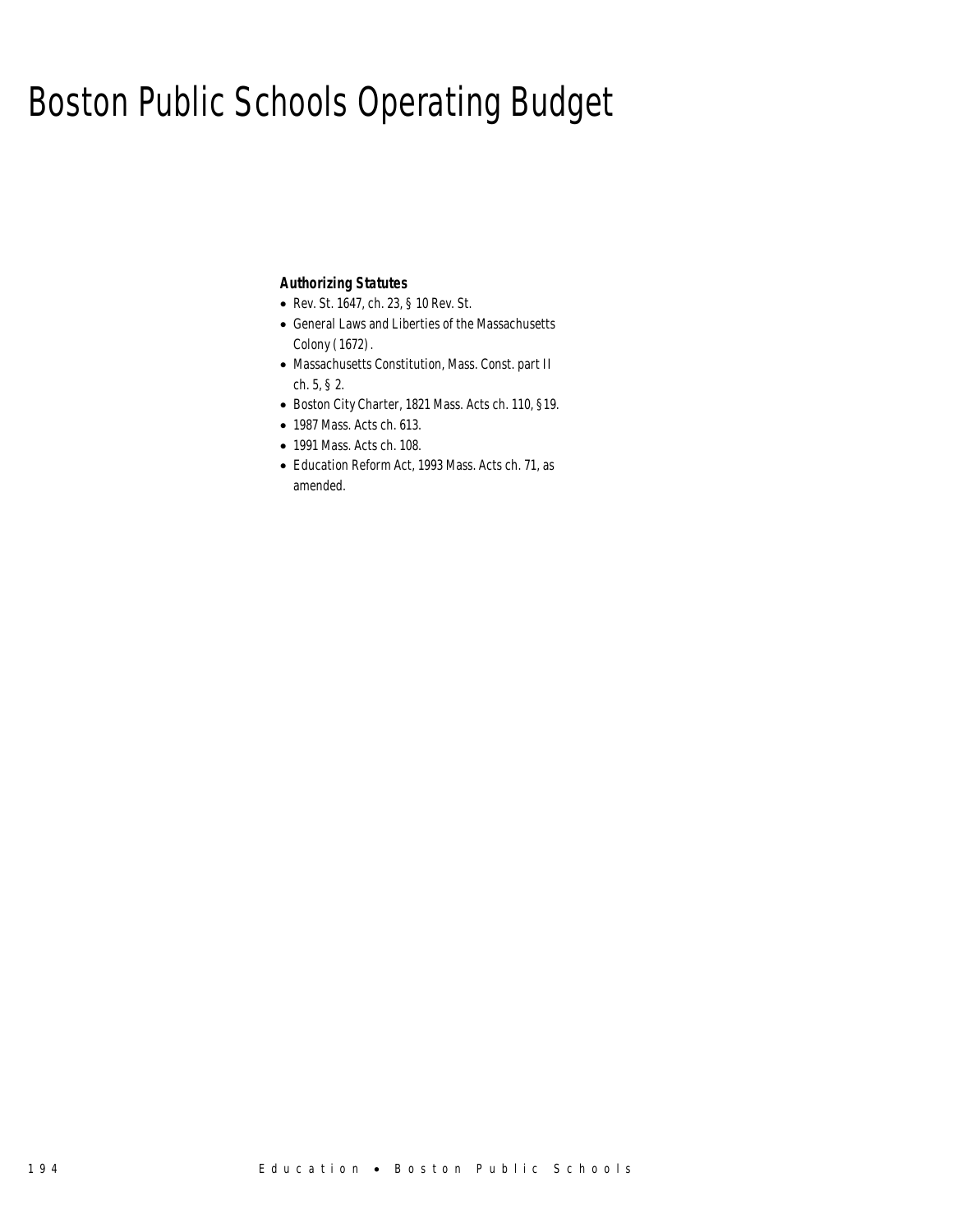# Boston Public Schools Operating Budget

***Authorizing Statutes***

- Rev. St. 1647, ch. 23, § 10 Rev. St.
- General Laws and Liberties of the Massachusetts Colony (1672).
- Massachusetts Constitution, Mass. Const. part II ch. 5, § 2.
- Boston City Charter, 1821 Mass. Acts ch. 110, §19.
- 1987 Mass. Acts ch. 613.
- 1991 Mass. Acts ch. 108.
- Education Reform Act, 1993 Mass. Acts ch. 71, as amended.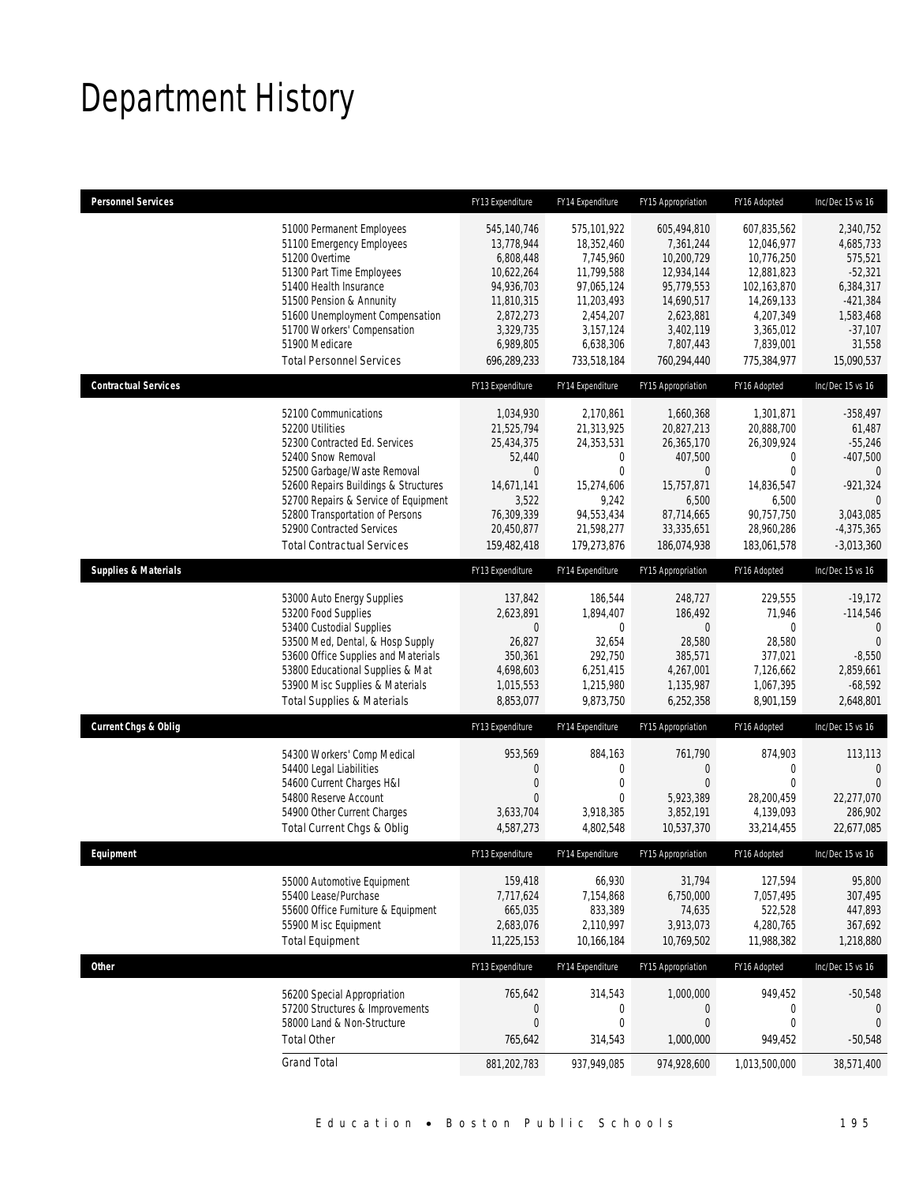# Department History

| Personnel Services | FY13 Expenditure | FY14 Expenditure | FY15 Appropriation | FY16 Adopted | Inc/Dec 15 vs 16 |
|---|---|---|---|---|---|
| 51000 Permanent Employees | 545,140,746 | 575,101,922 | 605,494,810 | 607,835,562 | 2,340,752 |
| 51100 Emergency Employees | 13,778,944 | 18,352,460 | 7,361,244 | 12,046,977 | 4,685,733 |
| 51200 Overtime | 6,808,448 | 7,745,960 | 10,200,729 | 10,776,250 | 575,521 |
| 51300 Part Time Employees | 10,622,264 | 11,799,588 | 12,934,144 | 12,881,823 | -52,321 |
| 51400 Health Insurance | 94,936,703 | 97,065,124 | 95,779,553 | 102,163,870 | 6,384,317 |
| 51500 Pension & Annunity | 11,810,315 | 11,203,493 | 14,690,517 | 14,269,133 | -421,384 |
| 51600 Unemployment Compensation | 2,872,273 | 2,454,207 | 2,623,881 | 4,207,349 | 1,583,468 |
| 51700 Workers' Compensation | 3,329,735 | 3,157,124 | 3,402,119 | 3,365,012 | -37,107 |
| 51900 Medicare | 6,989,805 | 6,638,306 | 7,807,443 | 7,839,001 | 31,558 |
| Total Personnel Services | 696,289,233 | 733,518,184 | 760,294,440 | 775,384,977 | 15,090,537 |

| Contractual Services | FY13 Expenditure | FY14 Expenditure | FY15 Appropriation | FY16 Adopted | Inc/Dec 15 vs 16 |
|---|---|---|---|---|---|
| 52100 Communications | 1,034,930 | 2,170,861 | 1,660,368 | 1,301,871 | -358,497 |
| 52200 Utilities | 21,525,794 | 21,313,925 | 20,827,213 | 20,888,700 | 61,487 |
| 52300 Contracted Ed. Services | 25,434,375 | 24,353,531 | 26,365,170 | 26,309,924 | -55,246 |
| 52400 Snow Removal | 52,440 | 0 | 407,500 | 0 | -407,500 |
| 52500 Garbage/Waste Removal | 0 | 0 | 0 | 0 | 0 |
| 52600 Repairs Buildings & Structures | 14,671,141 | 15,274,606 | 15,757,871 | 14,836,547 | -921,324 |
| 52700 Repairs & Service of Equipment | 3,522 | 9,242 | 6,500 | 6,500 | 0 |
| 52800 Transportation of Persons | 76,309,339 | 94,553,434 | 87,714,665 | 90,757,750 | 3,043,085 |
| 52900 Contracted Services | 20,450,877 | 21,598,277 | 33,335,651 | 28,960,286 | -4,375,365 |
| Total Contractual Services | 159,482,418 | 179,273,876 | 186,074,938 | 183,061,578 | -3,013,360 |

| Supplies & Materials | FY13 Expenditure | FY14 Expenditure | FY15 Appropriation | FY16 Adopted | Inc/Dec 15 vs 16 |
|---|---|---|---|---|---|
| 53000 Auto Energy Supplies | 137,842 | 186,544 | 248,727 | 229,555 | -19,172 |
| 53200 Food Supplies | 2,623,891 | 1,894,407 | 186,492 | 71,946 | -114,546 |
| 53400 Custodial Supplies | 0 | 0 | 0 | 0 | 0 |
| 53500 Med, Dental, & Hosp Supply | 26,827 | 32,654 | 28,580 | 28,580 | 0 |
| 53600 Office Supplies and Materials | 350,361 | 292,750 | 385,571 | 377,021 | -8,550 |
| 53800 Educational Supplies & Mat | 4,698,603 | 6,251,415 | 4,267,001 | 7,126,662 | 2,859,661 |
| 53900 Misc Supplies & Materials | 1,015,553 | 1,215,980 | 1,135,987 | 1,067,395 | -68,592 |
| Total Supplies & Materials | 8,853,077 | 9,873,750 | 6,252,358 | 8,901,159 | 2,648,801 |

| Current Chgs & Oblig | FY13 Expenditure | FY14 Expenditure | FY15 Appropriation | FY16 Adopted | Inc/Dec 15 vs 16 |
|---|---|---|---|---|---|
| 54300 Workers' Comp Medical | 953,569 | 884,163 | 761,790 | 874,903 | 113,113 |
| 54400 Legal Liabilities | 0 | 0 | 0 | 0 | 0 |
| 54600 Current Charges H&I | 0 | 0 | 0 | 0 | 0 |
| 54800 Reserve Account | 0 | 0 | 5,923,389 | 28,200,459 | 22,277,070 |
| 54900 Other Current Charges | 3,633,704 | 3,918,385 | 3,852,191 | 4,139,093 | 286,902 |
| Total Current Chgs & Oblig | 4,587,273 | 4,802,548 | 10,537,370 | 33,214,455 | 22,677,085 |

| Equipment | FY13 Expenditure | FY14 Expenditure | FY15 Appropriation | FY16 Adopted | Inc/Dec 15 vs 16 |
|---|---|---|---|---|---|
| 55000 Automotive Equipment | 159,418 | 66,930 | 31,794 | 127,594 | 95,800 |
| 55400 Lease/Purchase | 7,717,624 | 7,154,868 | 6,750,000 | 7,057,495 | 307,495 |
| 55600 Office Furniture & Equipment | 665,035 | 833,389 | 74,635 | 522,528 | 447,893 |
| 55900 Misc Equipment | 2,683,076 | 2,110,997 | 3,913,073 | 4,280,765 | 367,692 |
| Total Equipment | 11,225,153 | 10,166,184 | 10,769,502 | 11,988,382 | 1,218,880 |

| Other | FY13 Expenditure | FY14 Expenditure | FY15 Appropriation | FY16 Adopted | Inc/Dec 15 vs 16 |
|---|---|---|---|---|---|
| 56200 Special Appropriation | 765,642 | 314,543 | 1,000,000 | 949,452 | -50,548 |
| 57200 Structures & Improvements | 0 | 0 | 0 | 0 | 0 |
| 58000 Land & Non-Structure | 0 | 0 | 0 | 0 | 0 |
| Total Other | 765,642 | 314,543 | 1,000,000 | 949,452 | -50,548 |
| Grand Total | 881,202,783 | 937,949,085 | 974,928,600 | 1,013,500,000 | 38,571,400 |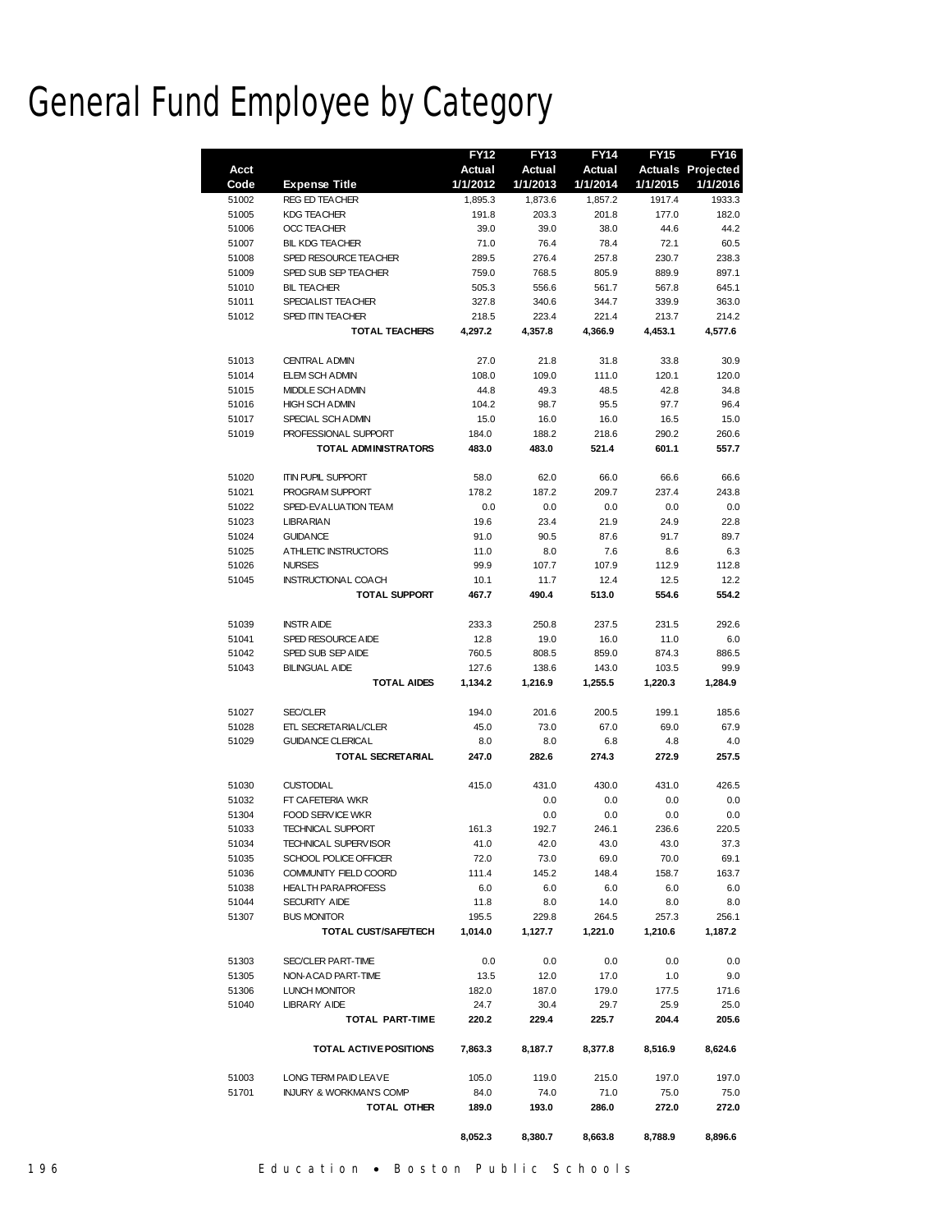# General Fund Employee by Category

| Acct Code | Expense Title | FY12 Actual 1/1/2012 | FY13 Actual 1/1/2013 | FY14 Actual 1/1/2014 | FY15 Actuals 1/1/2015 | FY16 Projected 1/1/2016 |
|---|---|---|---|---|---|---|
| 51002 | REG ED TEACHER | 1,895.3 | 1,873.6 | 1,857.2 | 1917.4 | 1933.3 |
| 51005 | KDG TEACHER | 191.8 | 203.3 | 201.8 | 177.0 | 182.0 |
| 51006 | OCC TEACHER | 39.0 | 39.0 | 38.0 | 44.6 | 44.2 |
| 51007 | BIL KDG TEACHER | 71.0 | 76.4 | 78.4 | 72.1 | 60.5 |
| 51008 | SPED RESOURCE TEACHER | 289.5 | 276.4 | 257.8 | 230.7 | 238.3 |
| 51009 | SPED SUB SEP TEACHER | 759.0 | 768.5 | 805.9 | 889.9 | 897.1 |
| 51010 | BIL TEACHER | 505.3 | 556.6 | 561.7 | 567.8 | 645.1 |
| 51011 | SPECIALIST TEACHER | 327.8 | 340.6 | 344.7 | 339.9 | 363.0 |
| 51012 | SPED ITIN TEACHER | 218.5 | 223.4 | 221.4 | 213.7 | 214.2 |
| | **TOTAL TEACHERS** | **4,297.2** | **4,357.8** | **4,366.9** | **4,453.1** | **4,577.6** |
| 51013 | CENTRAL ADMIN | 27.0 | 21.8 | 31.8 | 33.8 | 30.9 |
| 51014 | ELEM SCH ADMIN | 108.0 | 109.0 | 111.0 | 120.1 | 120.0 |
| 51015 | MIDDLE SCH ADMIN | 44.8 | 49.3 | 48.5 | 42.8 | 34.8 |
| 51016 | HIGH SCH ADMIN | 104.2 | 98.7 | 95.5 | 97.7 | 96.4 |
| 51017 | SPECIAL SCH ADMIN | 15.0 | 16.0 | 16.0 | 16.5 | 15.0 |
| 51019 | PROFESSIONAL SUPPORT | 184.0 | 188.2 | 218.6 | 290.2 | 260.6 |
| | **TOTAL ADMINISTRATORS** | **483.0** | **483.0** | **521.4** | **601.1** | **557.7** |
| 51020 | ITIN PUPIL SUPPORT | 58.0 | 62.0 | 66.0 | 66.6 | 66.6 |
| 51021 | PROGRAM SUPPORT | 178.2 | 187.2 | 209.7 | 237.4 | 243.8 |
| 51022 | SPED-EVALUATION TEAM | 0.0 | 0.0 | 0.0 | 0.0 | 0.0 |
| 51023 | LIBRARIAN | 19.6 | 23.4 | 21.9 | 24.9 | 22.8 |
| 51024 | GUIDANCE | 91.0 | 90.5 | 87.6 | 91.7 | 89.7 |
| 51025 | ATHLETIC INSTRUCTORS | 11.0 | 8.0 | 7.6 | 8.6 | 6.3 |
| 51026 | NURSES | 99.9 | 107.7 | 107.9 | 112.9 | 112.8 |
| 51045 | INSTRUCTIONAL COACH | 10.1 | 11.7 | 12.4 | 12.5 | 12.2 |
| | **TOTAL SUPPORT** | **467.7** | **490.4** | **513.0** | **554.6** | **554.2** |
| 51039 | INSTR AIDE | 233.3 | 250.8 | 237.5 | 231.5 | 292.6 |
| 51041 | SPED RESOURCE AIDE | 12.8 | 19.0 | 16.0 | 11.0 | 6.0 |
| 51042 | SPED SUB SEP AIDE | 760.5 | 808.5 | 859.0 | 874.3 | 886.5 |
| 51043 | BILINGUAL AIDE | 127.6 | 138.6 | 143.0 | 103.5 | 99.9 |
| | **TOTAL AIDES** | **1,134.2** | **1,216.9** | **1,255.5** | **1,220.3** | **1,284.9** |
| 51027 | SEC/CLER | 194.0 | 201.6 | 200.5 | 199.1 | 185.6 |
| 51028 | ETL SECRETARIAL/CLER | 45.0 | 73.0 | 67.0 | 69.0 | 67.9 |
| 51029 | GUIDANCE CLERICAL | 8.0 | 8.0 | 6.8 | 4.8 | 4.0 |
| | **TOTAL SECRETARIAL** | **247.0** | **282.6** | **274.3** | **272.9** | **257.5** |
| 51030 | CUSTODIAL | 415.0 | 431.0 | 430.0 | 431.0 | 426.5 |
| 51032 | FT CAFETERIA WKR | | 0.0 | 0.0 | 0.0 | 0.0 |
| 51304 | FOOD SERVICE WKR | | 0.0 | 0.0 | 0.0 | 0.0 |
| 51033 | TECHNICAL SUPPORT | 161.3 | 192.7 | 246.1 | 236.6 | 220.5 |
| 51034 | TECHNICAL SUPERVISOR | 41.0 | 42.0 | 43.0 | 43.0 | 37.3 |
| 51035 | SCHOOL POLICE OFFICER | 72.0 | 73.0 | 69.0 | 70.0 | 69.1 |
| 51036 | COMMUNITY FIELD COORD | 111.4 | 145.2 | 148.4 | 158.7 | 163.7 |
| 51038 | HEALTH PARAPROFESS | 6.0 | 6.0 | 6.0 | 6.0 | 6.0 |
| 51044 | SECURITY AIDE | 11.8 | 8.0 | 14.0 | 8.0 | 8.0 |
| 51307 | BUS MONITOR | 195.5 | 229.8 | 264.5 | 257.3 | 256.1 |
| | **TOTAL CUST/SAFE/TECH** | **1,014.0** | **1,127.7** | **1,221.0** | **1,210.6** | **1,187.2** |
| 51303 | SEC/CLER PART-TIME | 0.0 | 0.0 | 0.0 | 0.0 | 0.0 |
| 51305 | NON-ACAD PART-TIME | 13.5 | 12.0 | 17.0 | 1.0 | 9.0 |
| 51306 | LUNCH MONITOR | 182.0 | 187.0 | 179.0 | 177.5 | 171.6 |
| 51040 | LIBRARY AIDE | 24.7 | 30.4 | 29.7 | 25.9 | 25.0 |
| | **TOTAL PART-TIME** | **220.2** | **229.4** | **225.7** | **204.4** | **205.6** |
| | **TOTAL ACTIVE POSITIONS** | **7,863.3** | **8,187.7** | **8,377.8** | **8,516.9** | **8,624.6** |
| 51003 | LONG TERM PAID LEAVE | 105.0 | 119.0 | 215.0 | 197.0 | 197.0 |
| 51701 | INJURY & WORKMAN'S COMP | 84.0 | 74.0 | 71.0 | 75.0 | 75.0 |
| | **TOTAL OTHER** | **189.0** | **193.0** | **286.0** | **272.0** | **272.0** |
| | | **8,052.3** | **8,380.7** | **8,663.8** | **8,788.9** | **8,896.6** |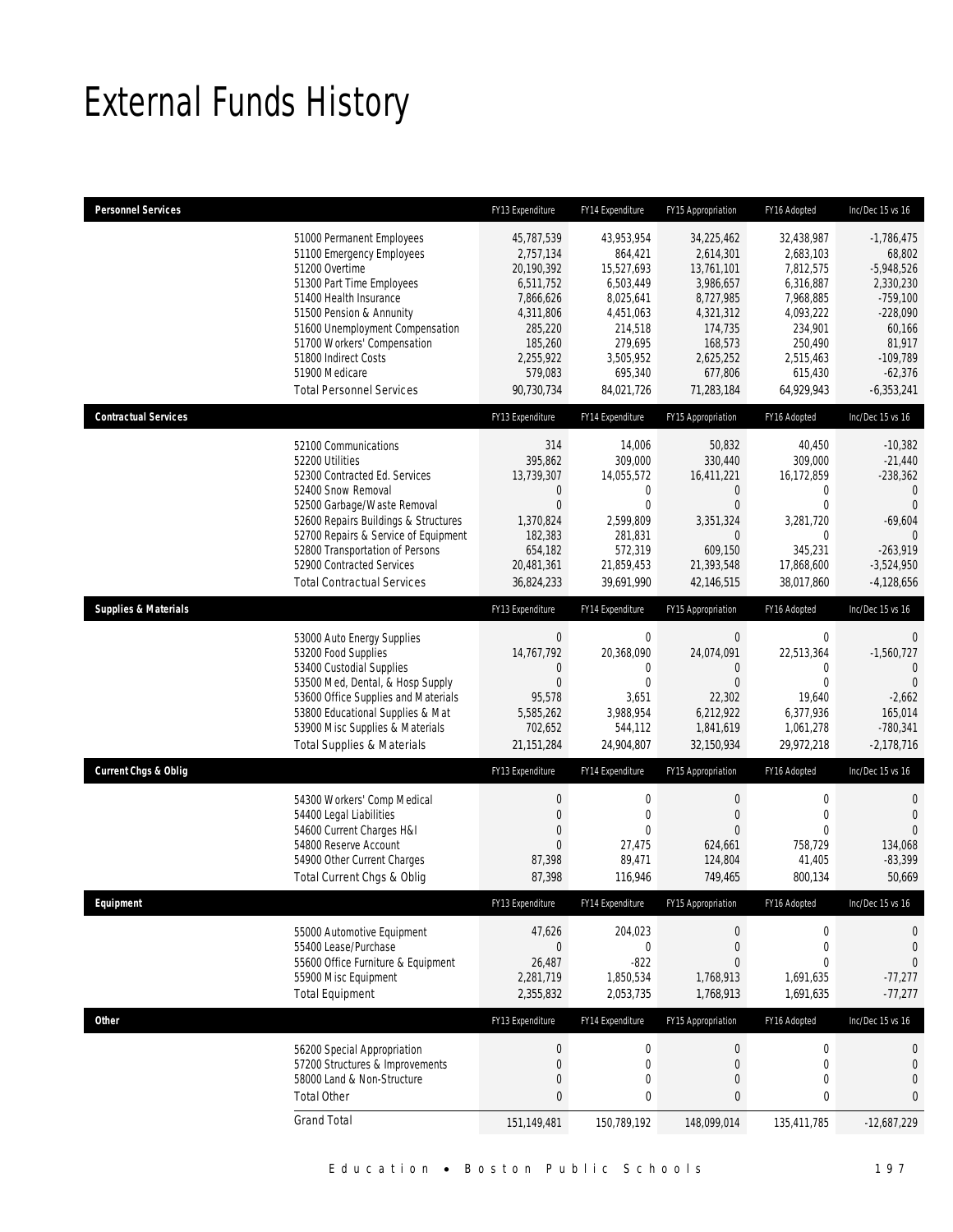# External Funds History

| Personnel Services | | FY13 Expenditure | FY14 Expenditure | FY15 Appropriation | FY16 Adopted | Inc/Dec 15 vs 16 |
|---|---|---|---|---|---|---|
| | 51000 Permanent Employees | 45,787,539 | 43,953,954 | 34,225,462 | 32,438,987 | -1,786,475 |
| | 51100 Emergency Employees | 2,757,134 | 864,421 | 2,614,301 | 2,683,103 | 68,802 |
| | 51200 Overtime | 20,190,392 | 15,527,693 | 13,761,101 | 7,812,575 | -5,948,526 |
| | 51300 Part Time Employees | 6,511,752 | 6,503,449 | 3,986,657 | 6,316,887 | 2,330,230 |
| | 51400 Health Insurance | 7,866,626 | 8,025,641 | 8,727,985 | 7,968,885 | -759,100 |
| | 51500 Pension & Annunity | 4,311,806 | 4,451,063 | 4,321,312 | 4,093,222 | -228,090 |
| | 51600 Unemployment Compensation | 285,220 | 214,518 | 174,735 | 234,901 | 60,166 |
| | 51700 Workers' Compensation | 185,260 | 279,695 | 168,573 | 250,490 | 81,917 |
| | 51800 Indirect Costs | 2,255,922 | 3,505,952 | 2,625,252 | 2,515,463 | -109,789 |
| | 51900 Medicare | 579,083 | 695,340 | 677,806 | 615,430 | -62,376 |
| | Total Personnel Services | 90,730,734 | 84,021,726 | 71,283,184 | 64,929,943 | -6,353,241 |
| **Contractual Services** | | FY13 Expenditure | FY14 Expenditure | FY15 Appropriation | FY16 Adopted | Inc/Dec 15 vs 16 |
| | 52100 Communications | 314 | 14,006 | 50,832 | 40,450 | -10,382 |
| | 52200 Utilities | 395,862 | 309,000 | 330,440 | 309,000 | -21,440 |
| | 52300 Contracted Ed. Services | 13,739,307 | 14,055,572 | 16,411,221 | 16,172,859 | -238,362 |
| | 52400 Snow Removal | 0 | 0 | 0 | 0 | 0 |
| | 52500 Garbage/Waste Removal | 0 | 0 | 0 | 0 | 0 |
| | 52600 Repairs Buildings & Structures | 1,370,824 | 2,599,809 | 3,351,324 | 3,281,720 | -69,604 |
| | 52700 Repairs & Service of Equipment | 182,383 | 281,831 | 0 | 0 | 0 |
| | 52800 Transportation of Persons | 654,182 | 572,319 | 609,150 | 345,231 | -263,919 |
| | 52900 Contracted Services | 20,481,361 | 21,859,453 | 21,393,548 | 17,868,600 | -3,524,950 |
| | Total Contractual Services | 36,824,233 | 39,691,990 | 42,146,515 | 38,017,860 | -4,128,656 |
| **Supplies & Materials** | | FY13 Expenditure | FY14 Expenditure | FY15 Appropriation | FY16 Adopted | Inc/Dec 15 vs 16 |
| | 53000 Auto Energy Supplies | 0 | 0 | 0 | 0 | 0 |
| | 53200 Food Supplies | 14,767,792 | 20,368,090 | 24,074,091 | 22,513,364 | -1,560,727 |
| | 53400 Custodial Supplies | 0 | 0 | 0 | 0 | 0 |
| | 53500 Med, Dental, & Hosp Supply | 0 | 0 | 0 | 0 | 0 |
| | 53600 Office Supplies and Materials | 95,578 | 3,651 | 22,302 | 19,640 | -2,662 |
| | 53800 Educational Supplies & Mat | 5,585,262 | 3,988,954 | 6,212,922 | 6,377,936 | 165,014 |
| | 53900 Misc Supplies & Materials | 702,652 | 544,112 | 1,841,619 | 1,061,278 | -780,341 |
| | Total Supplies & Materials | 21,151,284 | 24,904,807 | 32,150,934 | 29,972,218 | -2,178,716 |
| **Current Chgs & Oblig** | | FY13 Expenditure | FY14 Expenditure | FY15 Appropriation | FY16 Adopted | Inc/Dec 15 vs 16 |
| | 54300 Workers' Comp Medical | 0 | 0 | 0 | 0 | 0 |
| | 54400 Legal Liabilities | 0 | 0 | 0 | 0 | 0 |
| | 54600 Current Charges H&I | 0 | 0 | 0 | 0 | 0 |
| | 54800 Reserve Account | 0 | 27,475 | 624,661 | 758,729 | 134,068 |
| | 54900 Other Current Charges | 87,398 | 89,471 | 124,804 | 41,405 | -83,399 |
| | Total Current Chgs & Oblig | 87,398 | 116,946 | 749,465 | 800,134 | 50,669 |
| **Equipment** | | FY13 Expenditure | FY14 Expenditure | FY15 Appropriation | FY16 Adopted | Inc/Dec 15 vs 16 |
| | 55000 Automotive Equipment | 47,626 | 204,023 | 0 | 0 | 0 |
| | 55400 Lease/Purchase | 0 | 0 | 0 | 0 | 0 |
| | 55600 Office Furniture & Equipment | 26,487 | -822 | 0 | 0 | 0 |
| | 55900 Misc Equipment | 2,281,719 | 1,850,534 | 1,768,913 | 1,691,635 | -77,277 |
| | Total Equipment | 2,355,832 | 2,053,735 | 1,768,913 | 1,691,635 | -77,277 |
| **Other** | | FY13 Expenditure | FY14 Expenditure | FY15 Appropriation | FY16 Adopted | Inc/Dec 15 vs 16 |
| | 56200 Special Appropriation | 0 | 0 | 0 | 0 | 0 |
| | 57200 Structures & Improvements | 0 | 0 | 0 | 0 | 0 |
| | 58000 Land & Non-Structure | 0 | 0 | 0 | 0 | 0 |
| | Total Other | 0 | 0 | 0 | 0 | 0 |
| | Grand Total | 151,149,481 | 150,789,192 | 148,099,014 | 135,411,785 | -12,687,229 |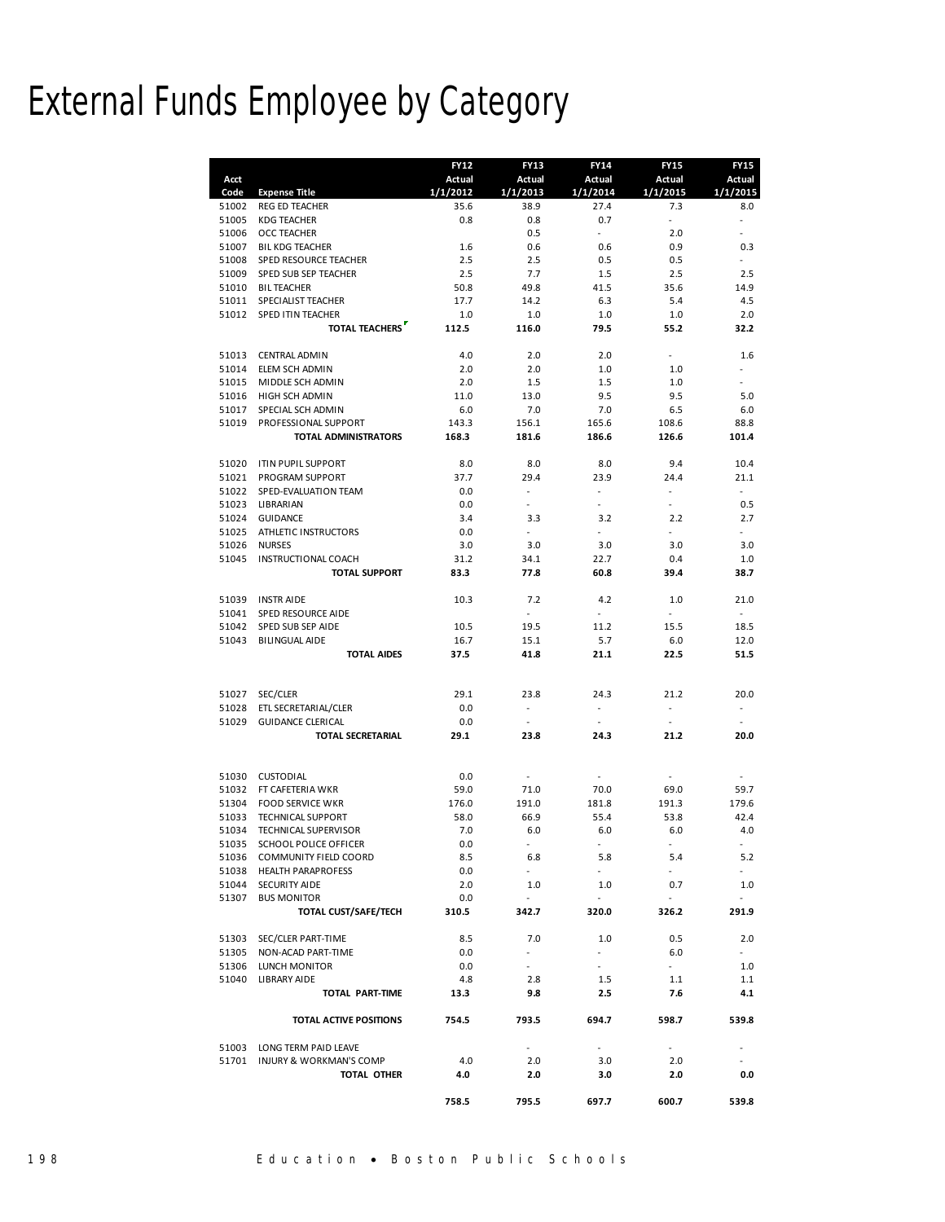# External Funds Employee by Category

| Acct Code | Expense Title | FY12 Actual 1/1/2012 | FY13 Actual 1/1/2013 | FY14 Actual 1/1/2014 | FY15 Actual 1/1/2015 | FY15 Actual 1/1/2015 |
|---|---|---|---|---|---|---|
| 51002 | REG ED TEACHER | 35.6 | 38.9 | 27.4 | 7.3 | 8.0 |
| 51005 | KDG TEACHER | 0.8 | 0.8 | 0.7 | - | - |
| 51006 | OCC TEACHER | | 0.5 | - | 2.0 | - |
| 51007 | BIL KDG TEACHER | 1.6 | 0.6 | 0.6 | 0.9 | 0.3 |
| 51008 | SPED RESOURCE TEACHER | 2.5 | 2.5 | 0.5 | 0.5 | - |
| 51009 | SPED SUB SEP TEACHER | 2.5 | 7.7 | 1.5 | 2.5 | 2.5 |
| 51010 | BIL TEACHER | 50.8 | 49.8 | 41.5 | 35.6 | 14.9 |
| 51011 | SPECIALIST TEACHER | 17.7 | 14.2 | 6.3 | 5.4 | 4.5 |
| 51012 | SPED ITIN TEACHER | 1.0 | 1.0 | 1.0 | 1.0 | 2.0 |
| | **TOTAL TEACHERS** | **112.5** | **116.0** | **79.5** | **55.2** | **32.2** |
| 51013 | CENTRAL ADMIN | 4.0 | 2.0 | 2.0 | - | 1.6 |
| 51014 | ELEM SCH ADMIN | 2.0 | 2.0 | 1.0 | 1.0 | - |
| 51015 | MIDDLE SCH ADMIN | 2.0 | 1.5 | 1.5 | 1.0 | - |
| 51016 | HIGH SCH ADMIN | 11.0 | 13.0 | 9.5 | 9.5 | 5.0 |
| 51017 | SPECIAL SCH ADMIN | 6.0 | 7.0 | 7.0 | 6.5 | 6.0 |
| 51019 | PROFESSIONAL SUPPORT | 143.3 | 156.1 | 165.6 | 108.6 | 88.8 |
| | **TOTAL ADMINISTRATORS** | **168.3** | **181.6** | **186.6** | **126.6** | **101.4** |
| 51020 | ITIN PUPIL SUPPORT | 8.0 | 8.0 | 8.0 | 9.4 | 10.4 |
| 51021 | PROGRAM SUPPORT | 37.7 | 29.4 | 23.9 | 24.4 | 21.1 |
| 51022 | SPED-EVALUATION TEAM | 0.0 | - | - | - | - |
| 51023 | LIBRARIAN | 0.0 | - | - | - | 0.5 |
| 51024 | GUIDANCE | 3.4 | 3.3 | 3.2 | 2.2 | 2.7 |
| 51025 | ATHLETIC INSTRUCTORS | 0.0 | - | - | - | - |
| 51026 | NURSES | 3.0 | 3.0 | 3.0 | 3.0 | 3.0 |
| 51045 | INSTRUCTIONAL COACH | 31.2 | 34.1 | 22.7 | 0.4 | 1.0 |
| | **TOTAL SUPPORT** | **83.3** | **77.8** | **60.8** | **39.4** | **38.7** |
| 51039 | INSTR AIDE | 10.3 | 7.2 | 4.2 | 1.0 | 21.0 |
| 51041 | SPED RESOURCE AIDE | | - | - | - | - |
| 51042 | SPED SUB SEP AIDE | 10.5 | 19.5 | 11.2 | 15.5 | 18.5 |
| 51043 | BILINGUAL AIDE | 16.7 | 15.1 | 5.7 | 6.0 | 12.0 |
| | **TOTAL AIDES** | **37.5** | **41.8** | **21.1** | **22.5** | **51.5** |
| 51027 | SEC/CLER | 29.1 | 23.8 | 24.3 | 21.2 | 20.0 |
| 51028 | ETL SECRETARIAL/CLER | 0.0 | - | - | - | - |
| 51029 | GUIDANCE CLERICAL | 0.0 | - | - | - | - |
| | **TOTAL SECRETARIAL** | **29.1** | **23.8** | **24.3** | **21.2** | **20.0** |
| 51030 | CUSTODIAL | 0.0 | - | - | - | - |
| 51032 | FT CAFETERIA WKR | 59.0 | 71.0 | 70.0 | 69.0 | 59.7 |
| 51304 | FOOD SERVICE WKR | 176.0 | 191.0 | 181.8 | 191.3 | 179.6 |
| 51033 | TECHNICAL SUPPORT | 58.0 | 66.9 | 55.4 | 53.8 | 42.4 |
| 51034 | TECHNICAL SUPERVISOR | 7.0 | 6.0 | 6.0 | 6.0 | 4.0 |
| 51035 | SCHOOL POLICE OFFICER | 0.0 | - | - | - | - |
| 51036 | COMMUNITY FIELD COORD | 8.5 | 6.8 | 5.8 | 5.4 | 5.2 |
| 51038 | HEALTH PARAPROFESS | 0.0 | - | - | - | - |
| 51044 | SECURITY AIDE | 2.0 | 1.0 | 1.0 | 0.7 | 1.0 |
| 51307 | BUS MONITOR | 0.0 | - | - | - | - |
| | **TOTAL CUST/SAFE/TECH** | **310.5** | **342.7** | **320.0** | **326.2** | **291.9** |
| 51303 | SEC/CLER PART-TIME | 8.5 | 7.0 | 1.0 | 0.5 | 2.0 |
| 51305 | NON-ACAD PART-TIME | 0.0 | - | - | 6.0 | - |
| 51306 | LUNCH MONITOR | 0.0 | - | - | - | 1.0 |
| 51040 | LIBRARY AIDE | 4.8 | 2.8 | 1.5 | 1.1 | 1.1 |
| | **TOTAL PART-TIME** | **13.3** | **9.8** | **2.5** | **7.6** | **4.1** |
| | **TOTAL ACTIVE POSITIONS** | **754.5** | **793.5** | **694.7** | **598.7** | **539.8** |
| 51003 | LONG TERM PAID LEAVE | | - | - | - | - |
| 51701 | INJURY & WORKMAN'S COMP | 4.0 | 2.0 | 3.0 | 2.0 | - |
| | **TOTAL OTHER** | **4.0** | **2.0** | **3.0** | **2.0** | **0.0** |
| | | **758.5** | **795.5** | **697.7** | **600.7** | **539.8** |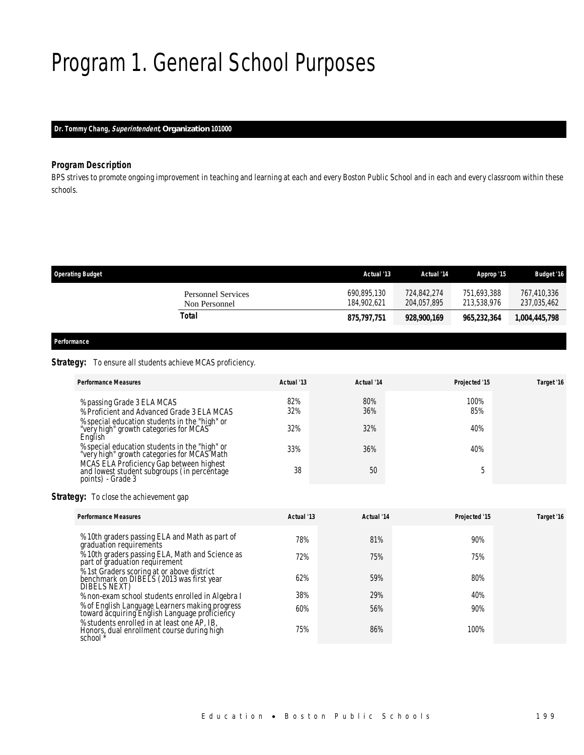# Program 1. General School Purposes

**Dr. Tommy Chang, *Superintendent*, Organization 101000**

### *Program Description*

BPS strives to promote ongoing improvement in teaching and learning at each and every Boston Public School and in each and every classroom within these schools.

| Operating Budget | Actual '13 | Actual '14 | Approp '15 | Budget '16 |
|---|---|---|---|---|
| Personnel Services | 690,895,130 | 724,842,274 | 751,693,388 | 767,410,336 |
| Non Personnel | 184,902,621 | 204,057,895 | 213,538,976 | 237,035,462 |
| **Total** | **875,797,751** | **928,900,169** | **965,232,364** | **1,004,445,798** |

### *Performance*

**Strategy:** To ensure all students achieve MCAS proficiency.

| Performance Measures | Actual '13 | Actual '14 | Projected '15 | Target '16 |
|---|---|---|---|---|
| % passing Grade 3 ELA MCAS | 82% | 80% | 100% | |
| % Proficient and Advanced Grade 3 ELA MCAS | 32% | 36% | 85% | |
| % special education students in the "high" or "very high" growth categories for MCAS English | 32% | 32% | 40% | |
| % special education students in the "high" or "very high" growth categories for MCAS Math | 33% | 36% | 40% | |
| MCAS ELA Proficiency Gap between highest and lowest student subgroups (in percentage points) - Grade 3 | 38 | 50 | 5 | |

**Strategy:** To close the achievement gap

| Performance Measures | Actual '13 | Actual '14 | Projected '15 | Target '16 |
|---|---|---|---|---|
| % 10th graders passing ELA and Math as part of graduation requirements | 78% | 81% | 90% | |
| % 10th graders passing ELA, Math and Science as part of graduation requirement | 72% | 75% | 75% | |
| % 1st Graders scoring at or above district benchmark on DIBELS (2013 was first year DIBELS NEXT) | 62% | 59% | 80% | |
| % non-exam school students enrolled in Algebra I | 38% | 29% | 40% | |
| % of English Language Learners making progress toward acquiring English Language proficiency | 60% | 56% | 90% | |
| % students enrolled in at least one AP, IB, Honors, dual enrollment course during high school * | 75% | 86% | 100% | |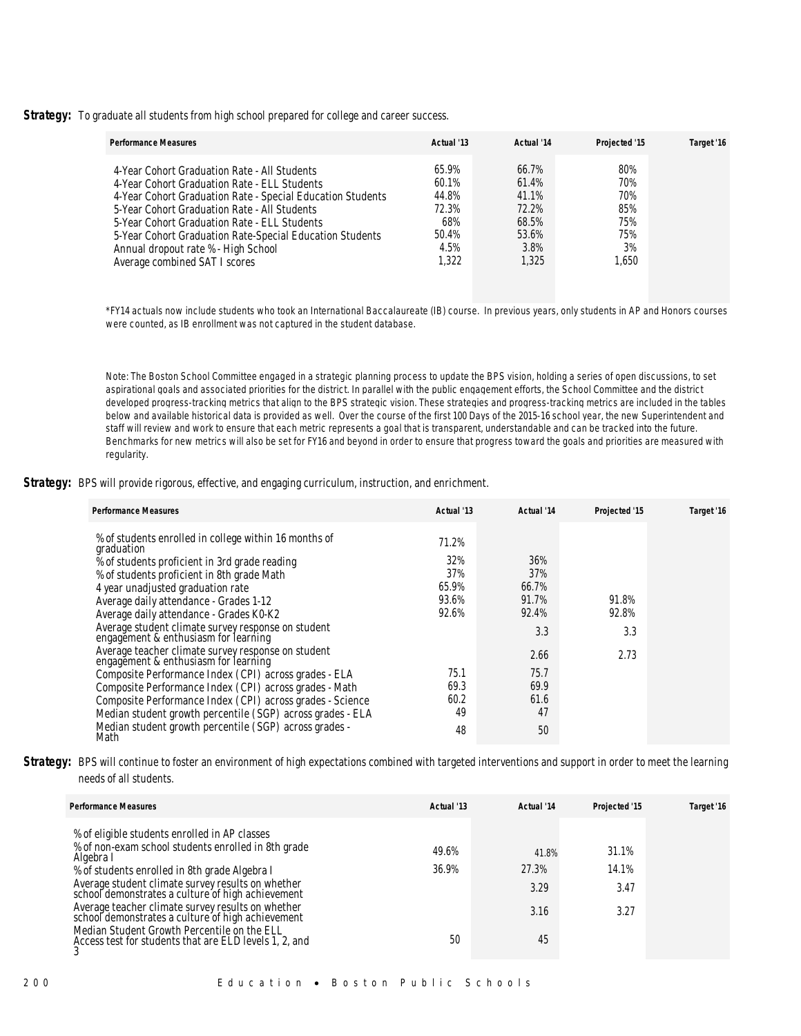**Strategy:** To graduate all students from high school prepared for college and career success.

| Performance Measures | Actual '13 | Actual '14 | Projected '15 | Target '16 |
|---|---|---|---|---|
| 4-Year Cohort Graduation Rate - All Students | 65.9% | 66.7% | 80% | |
| 4-Year Cohort Graduation Rate - ELL Students | 60.1% | 61.4% | 70% | |
| 4-Year Cohort Graduation Rate - Special Education Students | 44.8% | 41.1% | 70% | |
| 5-Year Cohort Graduation Rate - All Students | 72.3% | 72.2% | 85% | |
| 5-Year Cohort Graduation Rate - ELL Students | 68% | 68.5% | 75% | |
| 5-Year Cohort Graduation Rate-Special Education Students | 50.4% | 53.6% | 75% | |
| Annual dropout rate % - High School | 4.5% | 3.8% | 3% | |
| Average combined SAT I scores | 1,322 | 1,325 | 1,650 | |

*FY14 actuals now include students who took an International Baccalaureate (IB) course. In previous years, only students in AP and Honors courses were counted, as IB enrollment was not captured in the student database.

Note: The Boston School Committee engaged in a strategic planning process to update the BPS vision, holding a series of open discussions, to set aspirational goals and associated priorities for the district. In parallel with the public engagement efforts, the School Committee and the district developed progress-tracking metrics that align to the BPS strategic vision. These strategies and progress-tracking metrics are included in the tables below and available historical data is provided as well. Over the course of the first 100 Days of the 2015-16 school year, the new Superintendent and staff will review and work to ensure that each metric represents a goal that is transparent, understandable and can be tracked into the future. Benchmarks for new metrics will also be set for FY16 and beyond in order to ensure that progress toward the goals and priorities are measured with regularity.

**Strategy:** BPS will provide rigorous, effective, and engaging curriculum, instruction, and enrichment.

| Performance Measures | Actual '13 | Actual '14 | Projected '15 | Target '16 |
|---|---|---|---|---|
| % of students enrolled in college within 16 months of graduation | 71.2% | | | |
| % of students proficient in 3rd grade reading | 32% | 36% | | |
| % of students proficient in 8th grade Math | 37% | 37% | | |
| 4 year unadjusted graduation rate | 65.9% | 66.7% | | |
| Average daily attendance - Grades 1-12 | 93.6% | 91.7% | 91.8% | |
| Average daily attendance - Grades K0-K2 | 92.6% | 92.4% | 92.8% | |
| Average student climate survey response on student engagement & enthusiasm for learning | | 3.3 | 3.3 | |
| Average teacher climate survey response on student engagement & enthusiasm for learning | | 2.66 | 2.73 | |
| Composite Performance Index (CPI) across grades - ELA | 75.1 | 75.7 | | |
| Composite Performance Index (CPI) across grades - Math | 69.3 | 69.9 | | |
| Composite Performance Index (CPI) across grades - Science | 60.2 | 61.6 | | |
| Median student growth percentile (SGP) across grades - ELA | 49 | 47 | | |
| Median student growth percentile (SGP) across grades - Math | 48 | 50 | | |

**Strategy:** BPS will continue to foster an environment of high expectations combined with targeted interventions and support in order to meet the learning needs of all students.

| Performance Measures | Actual '13 | Actual '14 | Projected '15 | Target '16 |
|---|---|---|---|---|
| % of eligible students enrolled in AP classes | | | | |
| % of non-exam school students enrolled in 8th grade Algebra I | 49.6% | 41.8% | 31.1% | |
| % of students enrolled in 8th grade Algebra I | 36.9% | 27.3% | 14.1% | |
| Average student climate survey results on whether school demonstrates a culture of high achievement | | 3.29 | 3.47 | |
| Average teacher climate survey results on whether school demonstrates a culture of high achievement | | 3.16 | 3.27 | |
| Median Student Growth Percentile on the ELL Access test for students that are ELD levels 1, 2, and 3 | 50 | 45 | | |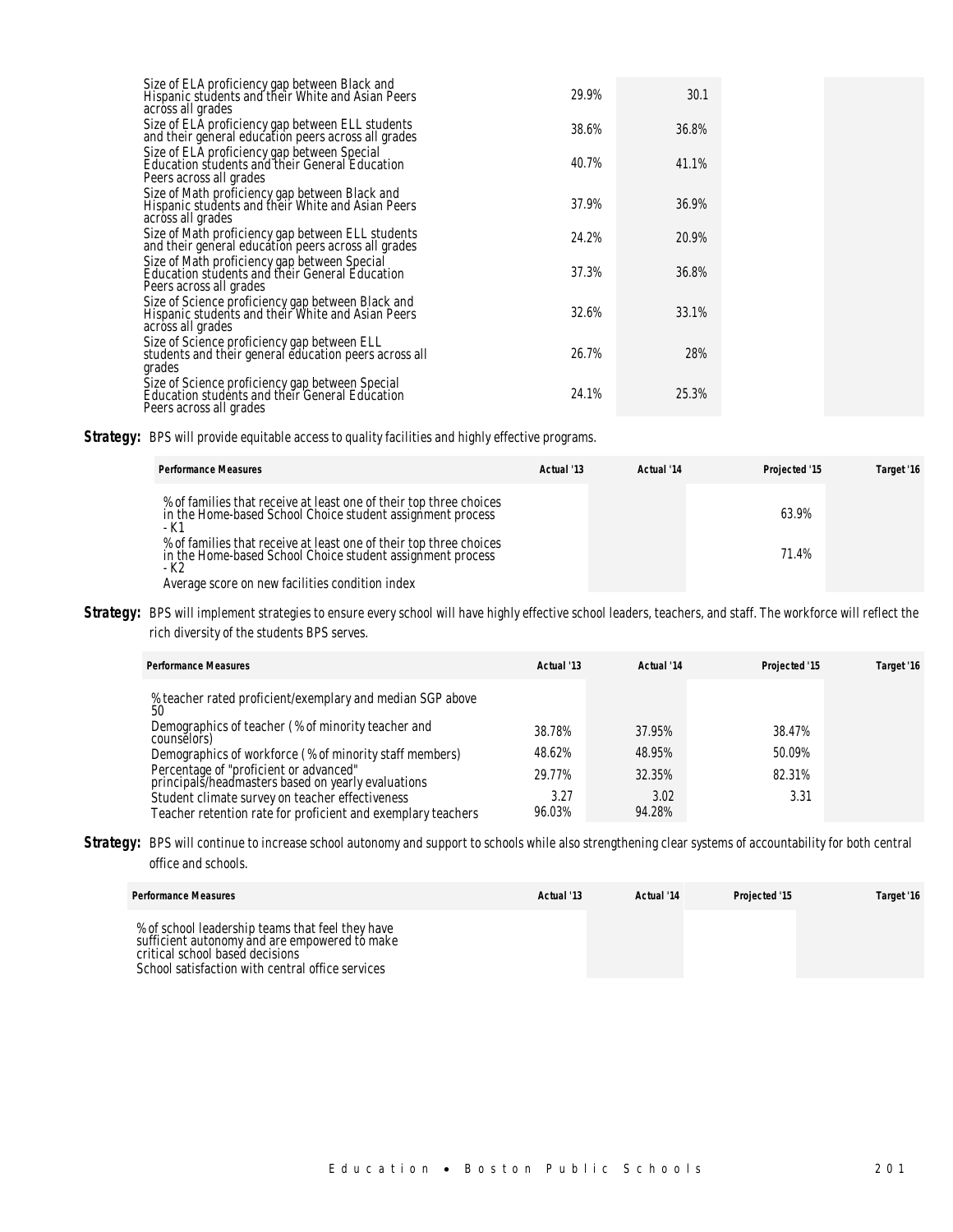| Performance Measures | Actual '13 | Actual '14 | Projected '15 | Target '16 |
|---|---|---|---|---|
| Size of ELA proficiency gap between Black and Hispanic students and their White and Asian Peers across all grades | 29.9% | 30.1 | | |
| Size of ELA proficiency gap between ELL students and their general education peers across all grades | 38.6% | 36.8% | | |
| Size of ELA proficiency gap between Special Education students and their General Education Peers across all grades | 40.7% | 41.1% | | |
| Size of Math proficiency gap between Black and Hispanic students and their White and Asian Peers across all grades | 37.9% | 36.9% | | |
| Size of Math proficiency gap between ELL students and their general education peers across all grades | 24.2% | 20.9% | | |
| Size of Math proficiency gap between Special Education students and their General Education Peers across all grades | 37.3% | 36.8% | | |
| Size of Science proficiency gap between Black and Hispanic students and their White and Asian Peers across all grades | 32.6% | 33.1% | | |
| Size of Science proficiency gap between ELL students and their general education peers across all grades | 26.7% | 28% | | |
| Size of Science proficiency gap between Special Education students and their General Education Peers across all grades | 24.1% | 25.3% | | |

**Strategy:** BPS will provide equitable access to quality facilities and highly effective programs.

| Performance Measures | Actual '13 | Actual '14 | Projected '15 | Target '16 |
|---|---|---|---|---|
| % of families that receive at least one of their top three choices in the Home-based School Choice student assignment process - K1 | | | 63.9% | |
| % of families that receive at least one of their top three choices in the Home-based School Choice student assignment process - K2 | | | 71.4% | |
| Average score on new facilities condition index | | | | |

**Strategy:** BPS will implement strategies to ensure every school will have highly effective school leaders, teachers, and staff. The workforce will reflect the rich diversity of the students BPS serves.

| Performance Measures | Actual '13 | Actual '14 | Projected '15 | Target '16 |
|---|---|---|---|---|
| % teacher rated proficient/exemplary and median SGP above 50 | | | | |
| Demographics of teacher ( % of minority teacher and counselors) | 38.78% | 37.95% | 38.47% | |
| Demographics of workforce ( % of minority staff members) | 48.62% | 48.95% | 50.09% | |
| Percentage of "proficient or advanced" principals/headmasters based on yearly evaluations | 29.77% | 32.35% | 82.31% | |
| Student climate survey on teacher effectiveness | 3.27 | 3.02 | 3.31 | |
| Teacher retention rate for proficient and exemplary teachers | 96.03% | 94.28% | | |

**Strategy:** BPS will continue to increase school autonomy and support to schools while also strengthening clear systems of accountability for both central office and schools.

| Performance Measures | Actual '13 | Actual '14 | Projected '15 | Target '16 |
|---|---|---|---|---|
| % of school leadership teams that feel they have sufficient autonomy and are empowered to make critical school based decisions | | | | |
| School satisfaction with central office services | | | | |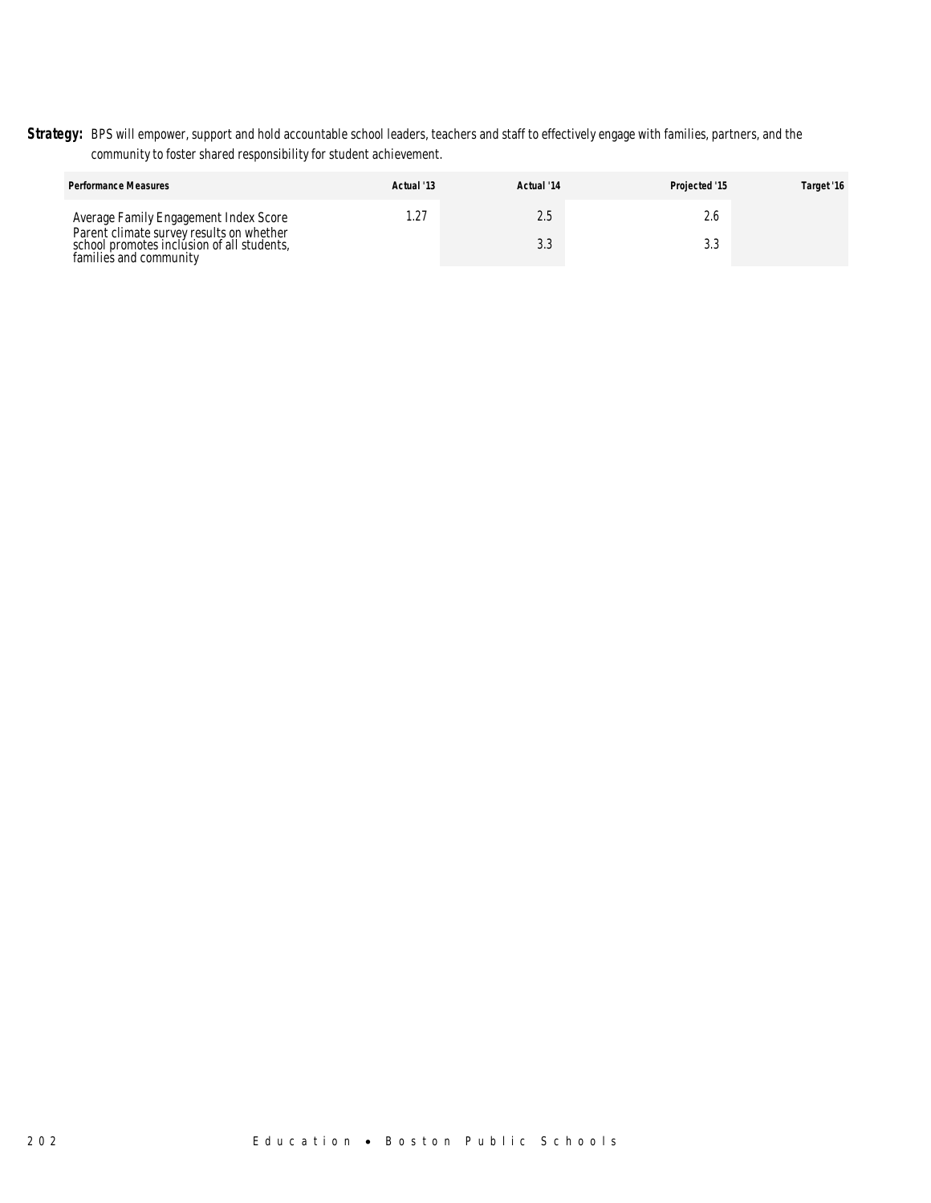**Strategy:** BPS will empower, support and hold accountable school leaders, teachers and staff to effectively engage with families, partners, and the community to foster shared responsibility for student achievement.

| Performance Measures | Actual '13 | Actual '14 | Projected '15 | Target '16 |
|---|---|---|---|---|
| Average Family Engagement Index Score | 1.27 | 2.5 | 2.6 | |
| Parent climate survey results on whether school promotes inclusion of all students, families and community | | 3.3 | 3.3 | |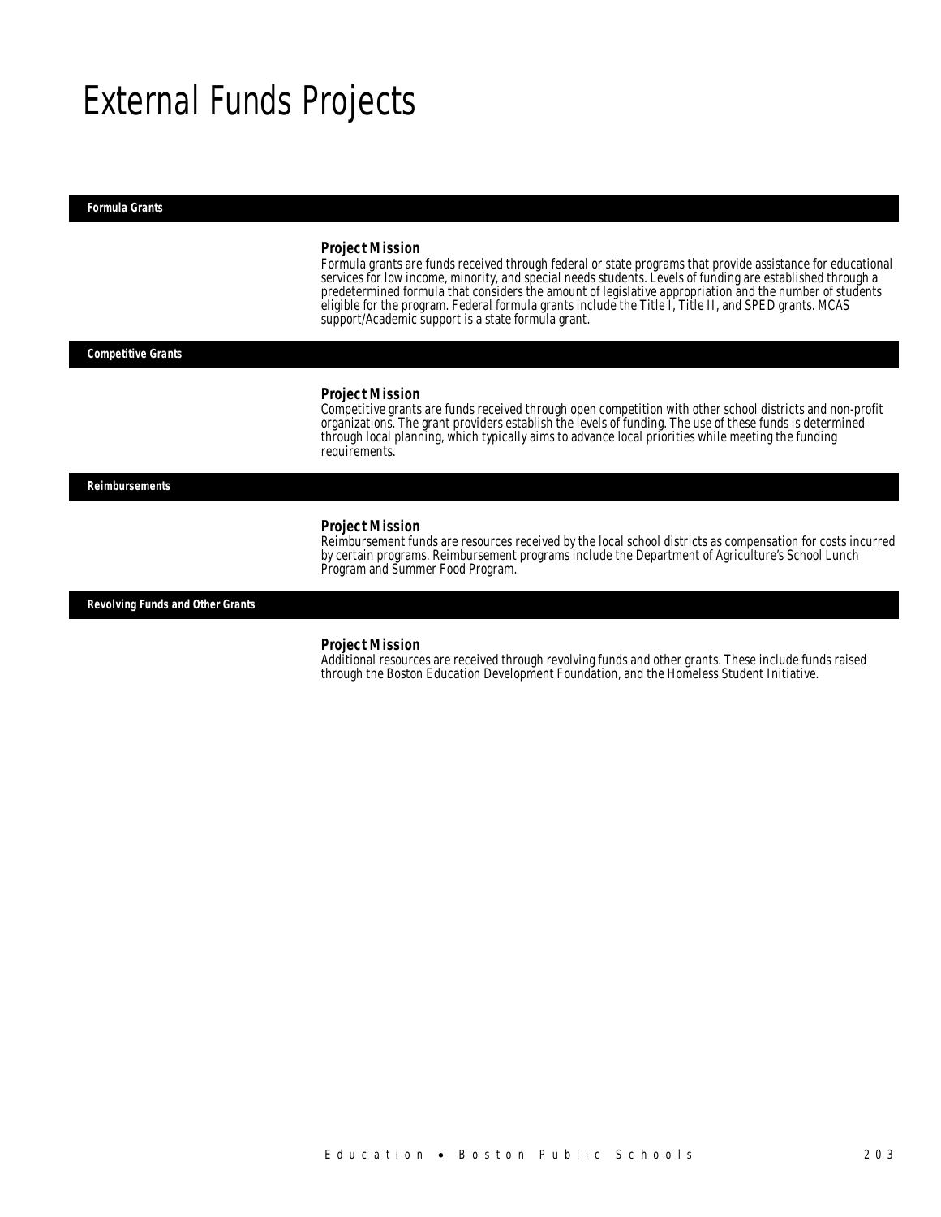# External Funds Projects

## Formula Grants

### Project Mission

Formula grants are funds received through federal or state programs that provide assistance for educational services for low income, minority, and special needs students. Levels of funding are established through a predetermined formula that considers the amount of legislative appropriation and the number of students eligible for the program. Federal formula grants include the Title I, Title II, and SPED grants. MCAS support/Academic support is a state formula grant.

## Competitive Grants

### Project Mission

Competitive grants are funds received through open competition with other school districts and non-profit organizations. The grant providers establish the levels of funding. The use of these funds is determined through local planning, which typically aims to advance local priorities while meeting the funding requirements.

## Reimbursements

### Project Mission

Reimbursement funds are resources received by the local school districts as compensation for costs incurred by certain programs. Reimbursement programs include the Department of Agriculture's School Lunch Program and Summer Food Program.

## Revolving Funds and Other Grants

### Project Mission

Additional resources are received through revolving funds and other grants. These include funds raised through the Boston Education Development Foundation, and the Homeless Student Initiative.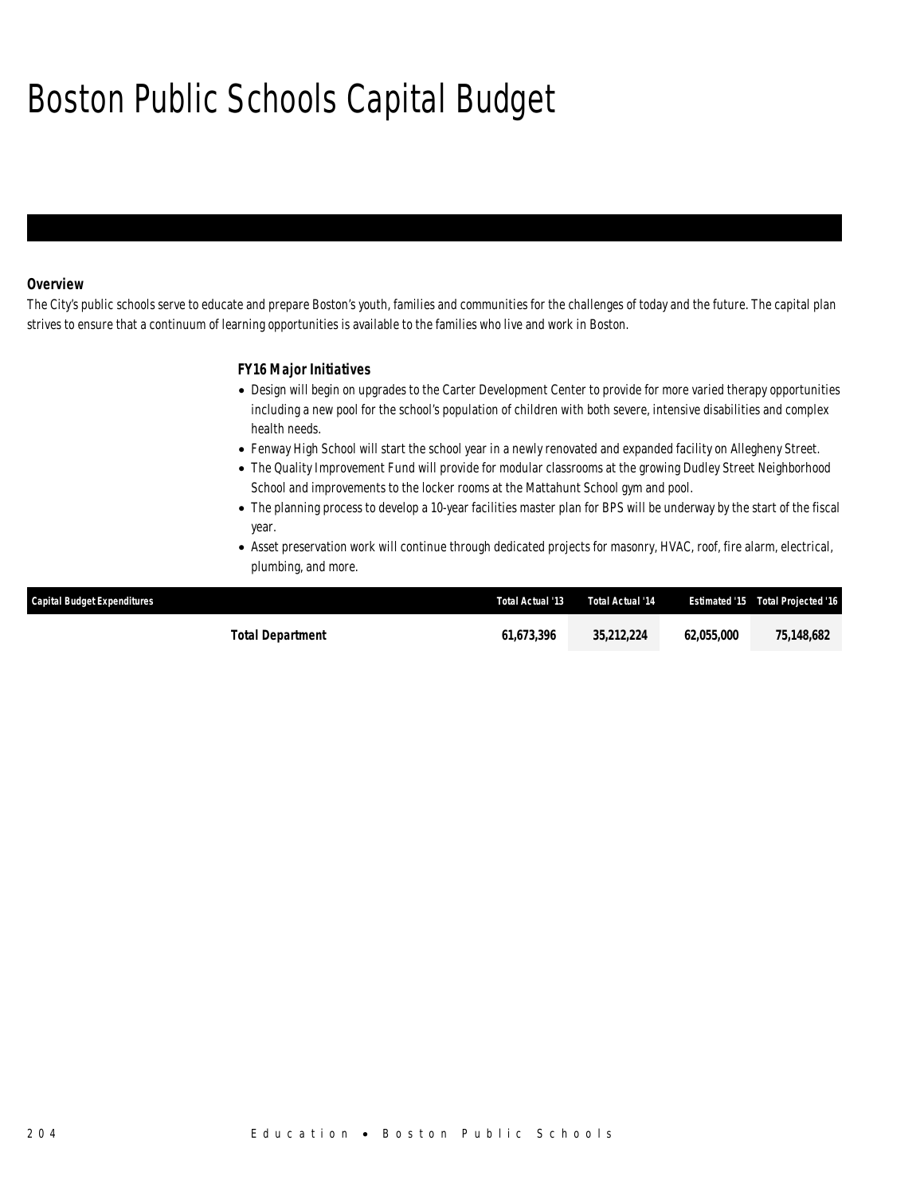# Boston Public Schools Capital Budget

### Overview

The City's public schools serve to educate and prepare Boston's youth, families and communities for the challenges of today and the future. The capital plan strives to ensure that a continuum of learning opportunities is available to the families who live and work in Boston.

### FY16 Major Initiatives

- Design will begin on upgrades to the Carter Development Center to provide for more varied therapy opportunities including a new pool for the school's population of children with both severe, intensive disabilities and complex health needs.
- Fenway High School will start the school year in a newly renovated and expanded facility on Allegheny Street.
- The Quality Improvement Fund will provide for modular classrooms at the growing Dudley Street Neighborhood School and improvements to the locker rooms at the Mattahunt School gym and pool.
- The planning process to develop a 10-year facilities master plan for BPS will be underway by the start of the fiscal year.
- Asset preservation work will continue through dedicated projects for masonry, HVAC, roof, fire alarm, electrical, plumbing, and more.

| Capital Budget Expenditures | Total Actual '13 | Total Actual '14 | Estimated '15 | Total Projected '16 |
|---|---|---|---|---|
| **Total Department** | **61,673,396** | **35,212,224** | **62,055,000** | **75,148,682** |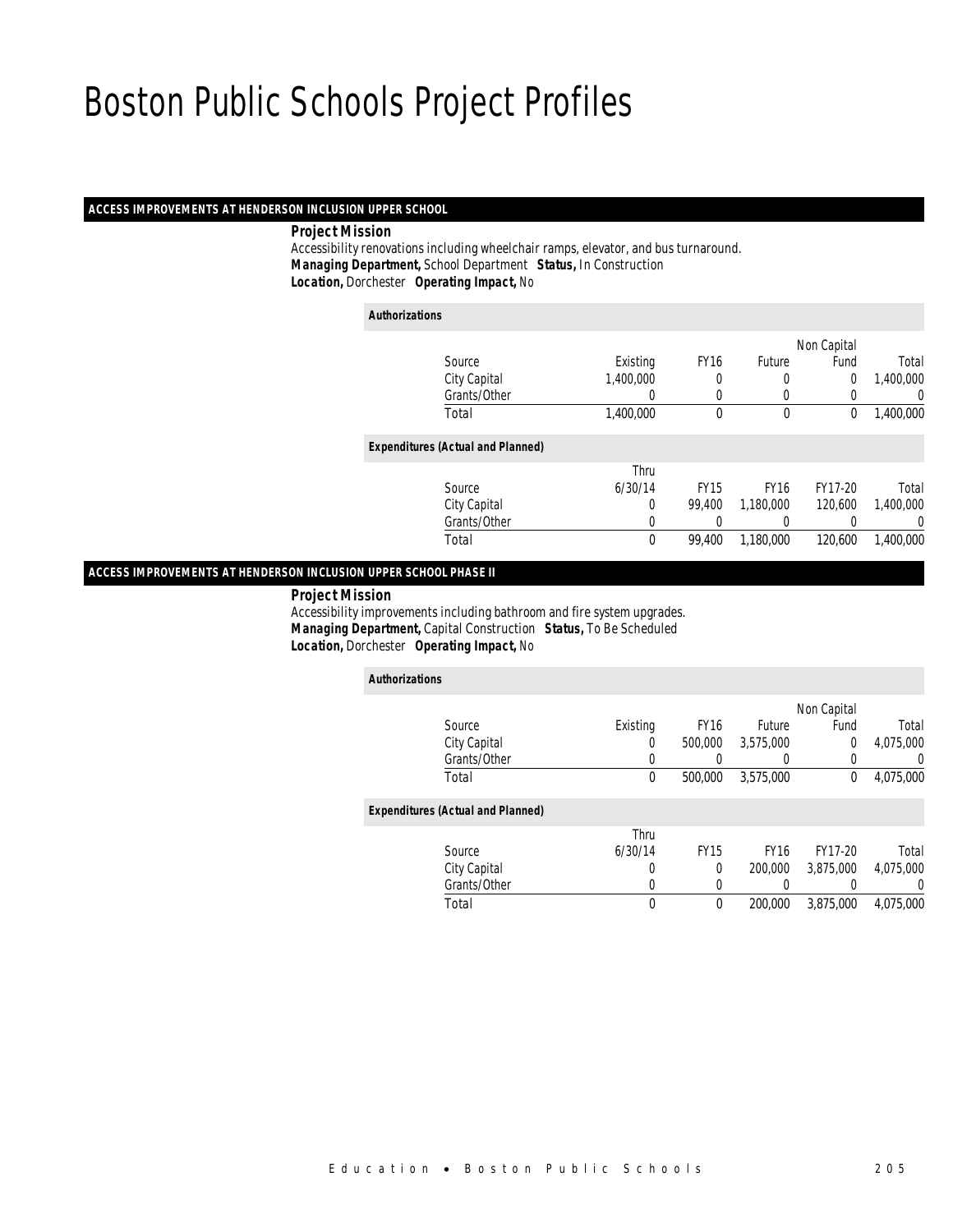# Boston Public Schools Project Profiles

## ACCESS IMPROVEMENTS AT HENDERSON INCLUSION UPPER SCHOOL

**Project Mission**

Accessibility renovations including wheelchair ramps, elevator, and bus turnaround.

***Managing Department,*** School Department ***Status,*** In Construction

***Location,*** Dorchester ***Operating Impact,*** No

**Authorizations**

| Source | Existing | FY16 | Future | Non Capital Fund | Total |
|---|---|---|---|---|---|
| City Capital | 1,400,000 | 0 | 0 | 0 | 1,400,000 |
| Grants/Other | 0 | 0 | 0 | 0 | 0 |
| Total | 1,400,000 | 0 | 0 | 0 | 1,400,000 |

**Expenditures (Actual and Planned)**

| Source | Thru 6/30/14 | FY15 | FY16 | FY17-20 | Total |
|---|---|---|---|---|---|
| City Capital | 0 | 99,400 | 1,180,000 | 120,600 | 1,400,000 |
| Grants/Other | 0 | 0 | 0 | 0 | 0 |
| Total | 0 | 99,400 | 1,180,000 | 120,600 | 1,400,000 |

## ACCESS IMPROVEMENTS AT HENDERSON INCLUSION UPPER SCHOOL PHASE II

**Project Mission**

Accessibility improvements including bathroom and fire system upgrades.

***Managing Department,*** Capital Construction ***Status,*** To Be Scheduled

***Location,*** Dorchester ***Operating Impact,*** No

**Authorizations**

| Source | Existing | FY16 | Future | Non Capital Fund | Total |
|---|---|---|---|---|---|
| City Capital | 0 | 500,000 | 3,575,000 | 0 | 4,075,000 |
| Grants/Other | 0 | 0 | 0 | 0 | 0 |
| Total | 0 | 500,000 | 3,575,000 | 0 | 4,075,000 |

**Expenditures (Actual and Planned)**

| Source | Thru 6/30/14 | FY15 | FY16 | FY17-20 | Total |
|---|---|---|---|---|---|
| City Capital | 0 | 0 | 200,000 | 3,875,000 | 4,075,000 |
| Grants/Other | 0 | 0 | 0 | 0 | 0 |
| Total | 0 | 0 | 200,000 | 3,875,000 | 4,075,000 |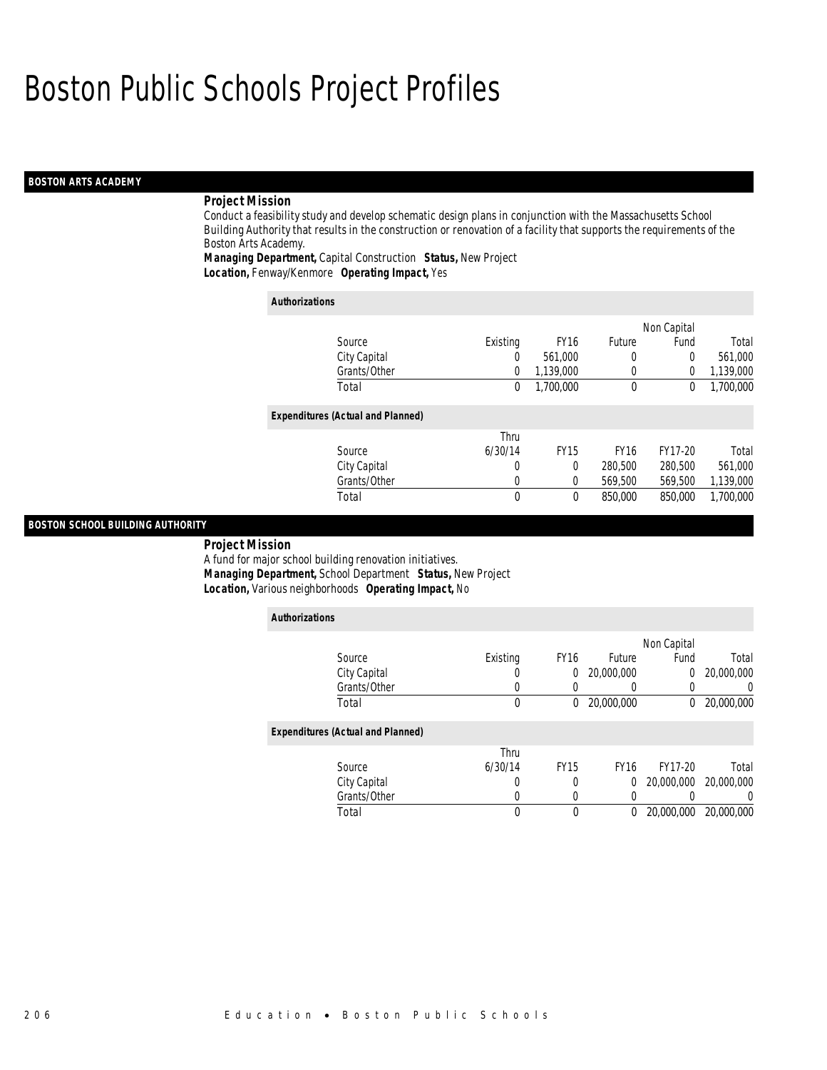# Boston Public Schools Project Profiles

## BOSTON ARTS ACADEMY

***Project Mission***

Conduct a feasibility study and develop schematic design plans in conjunction with the Massachusetts School Building Authority that results in the construction or renovation of a facility that supports the requirements of the Boston Arts Academy.

***Managing Department,*** Capital Construction ***Status,*** New Project
***Location,*** Fenway/Kenmore ***Operating Impact,*** Yes

***Authorizations***

| Source | Existing | FY16 | Future | Non Capital Fund | Total |
|---|---|---|---|---|---|
| City Capital | 0 | 561,000 | 0 | 0 | 561,000 |
| Grants/Other | 0 | 1,139,000 | 0 | 0 | 1,139,000 |
| Total | 0 | 1,700,000 | 0 | 0 | 1,700,000 |

***Expenditures (Actual and Planned)***

| Source | Thru 6/30/14 | FY15 | FY16 | FY17-20 | Total |
|---|---|---|---|---|---|
| City Capital | 0 | 0 | 280,500 | 280,500 | 561,000 |
| Grants/Other | 0 | 0 | 569,500 | 569,500 | 1,139,000 |
| Total | 0 | 0 | 850,000 | 850,000 | 1,700,000 |

## BOSTON SCHOOL BUILDING AUTHORITY

***Project Mission***

A fund for major school building renovation initiatives.

***Managing Department,*** School Department ***Status,*** New Project
***Location,*** Various neighborhoods ***Operating Impact,*** No

***Authorizations***

| Source | Existing | FY16 | Future | Non Capital Fund | Total |
|---|---|---|---|---|---|
| City Capital | 0 | 0 | 20,000,000 | 0 | 20,000,000 |
| Grants/Other | 0 | 0 | 0 | 0 | 0 |
| Total | 0 | 0 | 20,000,000 | 0 | 20,000,000 |

***Expenditures (Actual and Planned)***

| Source | Thru 6/30/14 | FY15 | FY16 | FY17-20 | Total |
|---|---|---|---|---|---|
| City Capital | 0 | 0 | 0 | 20,000,000 | 20,000,000 |
| Grants/Other | 0 | 0 | 0 | 0 | 0 |
| Total | 0 | 0 | 0 | 20,000,000 | 20,000,000 |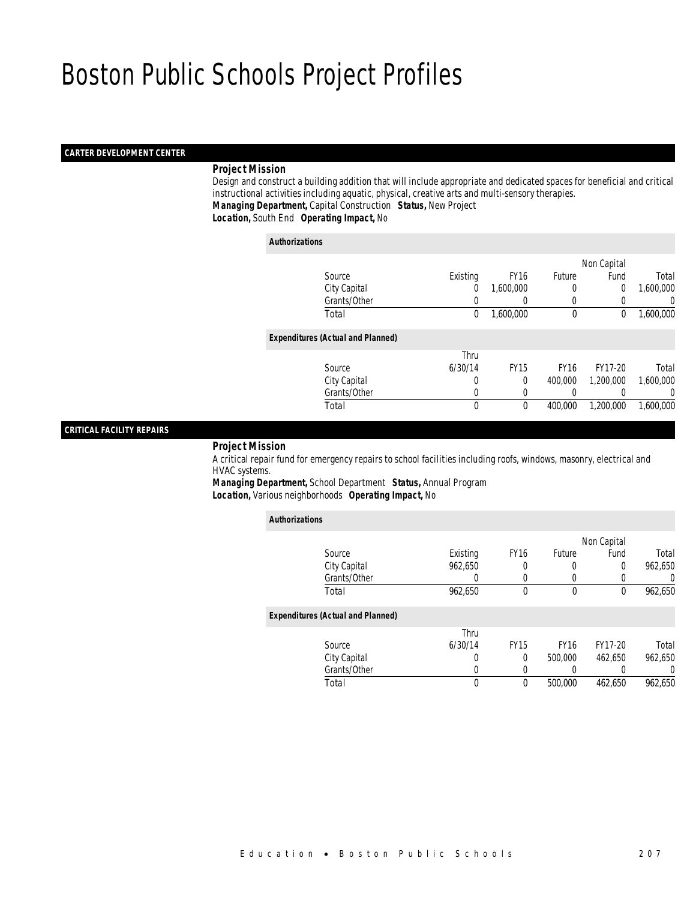# Boston Public Schools Project Profiles

## CARTER DEVELOPMENT CENTER

**Project Mission**

Design and construct a building addition that will include appropriate and dedicated spaces for beneficial and critical instructional activities including aquatic, physical, creative arts and multi-sensory therapies.

***Managing Department,*** Capital Construction ***Status,*** New Project
***Location,*** South End ***Operating Impact,*** No

**Authorizations**

| Source | Existing | FY16 | Future | Non Capital Fund | Total |
|---|---|---|---|---|---|
| City Capital | 0 | 1,600,000 | 0 | 0 | 1,600,000 |
| Grants/Other | 0 | 0 | 0 | 0 | 0 |
| Total | 0 | 1,600,000 | 0 | 0 | 1,600,000 |

**Expenditures (Actual and Planned)**

| Source | Thru 6/30/14 | FY15 | FY16 | FY17-20 | Total |
|---|---|---|---|---|---|
| City Capital | 0 | 0 | 400,000 | 1,200,000 | 1,600,000 |
| Grants/Other | 0 | 0 | 0 | 0 | 0 |
| Total | 0 | 0 | 400,000 | 1,200,000 | 1,600,000 |

## CRITICAL FACILITY REPAIRS

**Project Mission**

A critical repair fund for emergency repairs to school facilities including roofs, windows, masonry, electrical and HVAC systems.

***Managing Department,*** School Department ***Status,*** Annual Program
***Location,*** Various neighborhoods ***Operating Impact,*** No

**Authorizations**

| Source | Existing | FY16 | Future | Non Capital Fund | Total |
|---|---|---|---|---|---|
| City Capital | 962,650 | 0 | 0 | 0 | 962,650 |
| Grants/Other | 0 | 0 | 0 | 0 | 0 |
| Total | 962,650 | 0 | 0 | 0 | 962,650 |

**Expenditures (Actual and Planned)**

| Source | Thru 6/30/14 | FY15 | FY16 | FY17-20 | Total |
|---|---|---|---|---|---|
| City Capital | 0 | 0 | 500,000 | 462,650 | 962,650 |
| Grants/Other | 0 | 0 | 0 | 0 | 0 |
| Total | 0 | 0 | 500,000 | 462,650 | 962,650 |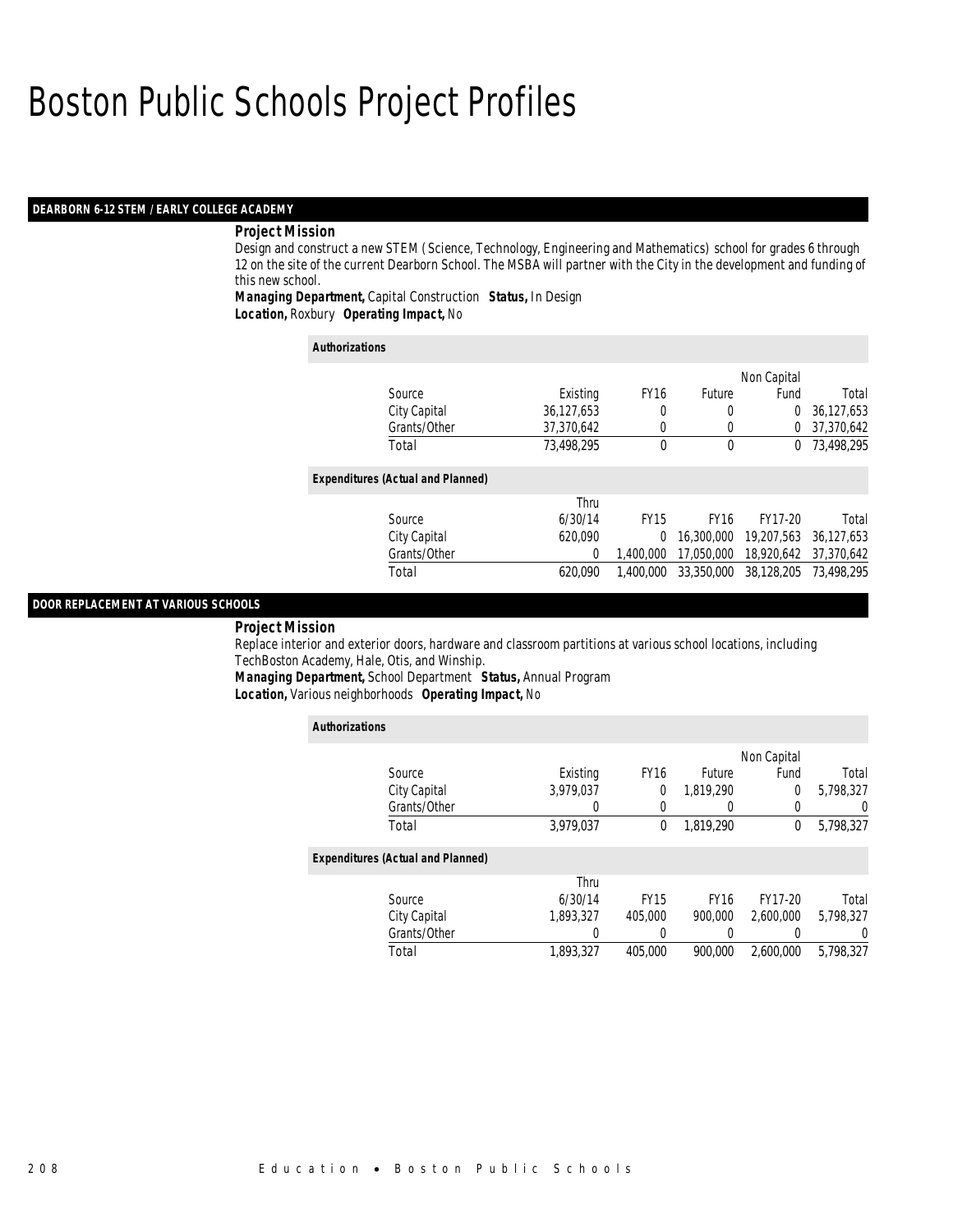# Boston Public Schools Project Profiles

## DEARBORN 6-12 STEM / EARLY COLLEGE ACADEMY

### Project Mission

Design and construct a new STEM (Science, Technology, Engineering and Mathematics) school for grades 6 through 12 on the site of the current Dearborn School. The MSBA will partner with the City in the development and funding of this new school.

***Managing Department,*** Capital Construction ***Status,*** In Design
***Location,*** Roxbury ***Operating Impact,*** No

**Authorizations**

| Source | Existing | FY16 | Future | Non Capital Fund | Total |
|---|---|---|---|---|---|
| City Capital | 36,127,653 | 0 | 0 | 0 | 36,127,653 |
| Grants/Other | 37,370,642 | 0 | 0 | 0 | 37,370,642 |
| Total | 73,498,295 | 0 | 0 | 0 | 73,498,295 |

**Expenditures (Actual and Planned)**

| Source | Thru 6/30/14 | FY15 | FY16 | FY17-20 | Total |
|---|---|---|---|---|---|
| City Capital | 620,090 | 0 | 16,300,000 | 19,207,563 | 36,127,653 |
| Grants/Other | 0 | 1,400,000 | 17,050,000 | 18,920,642 | 37,370,642 |
| Total | 620,090 | 1,400,000 | 33,350,000 | 38,128,205 | 73,498,295 |

## DOOR REPLACEMENT AT VARIOUS SCHOOLS

### Project Mission

Replace interior and exterior doors, hardware and classroom partitions at various school locations, including TechBoston Academy, Hale, Otis, and Winship.

***Managing Department,*** School Department ***Status,*** Annual Program
***Location,*** Various neighborhoods ***Operating Impact,*** No

**Authorizations**

| Source | Existing | FY16 | Future | Non Capital Fund | Total |
|---|---|---|---|---|---|
| City Capital | 3,979,037 | 0 | 1,819,290 | 0 | 5,798,327 |
| Grants/Other | 0 | 0 | 0 | 0 | 0 |
| Total | 3,979,037 | 0 | 1,819,290 | 0 | 5,798,327 |

**Expenditures (Actual and Planned)**

| Source | Thru 6/30/14 | FY15 | FY16 | FY17-20 | Total |
|---|---|---|---|---|---|
| City Capital | 1,893,327 | 405,000 | 900,000 | 2,600,000 | 5,798,327 |
| Grants/Other | 0 | 0 | 0 | 0 | 0 |
| Total | 1,893,327 | 405,000 | 900,000 | 2,600,000 | 5,798,327 |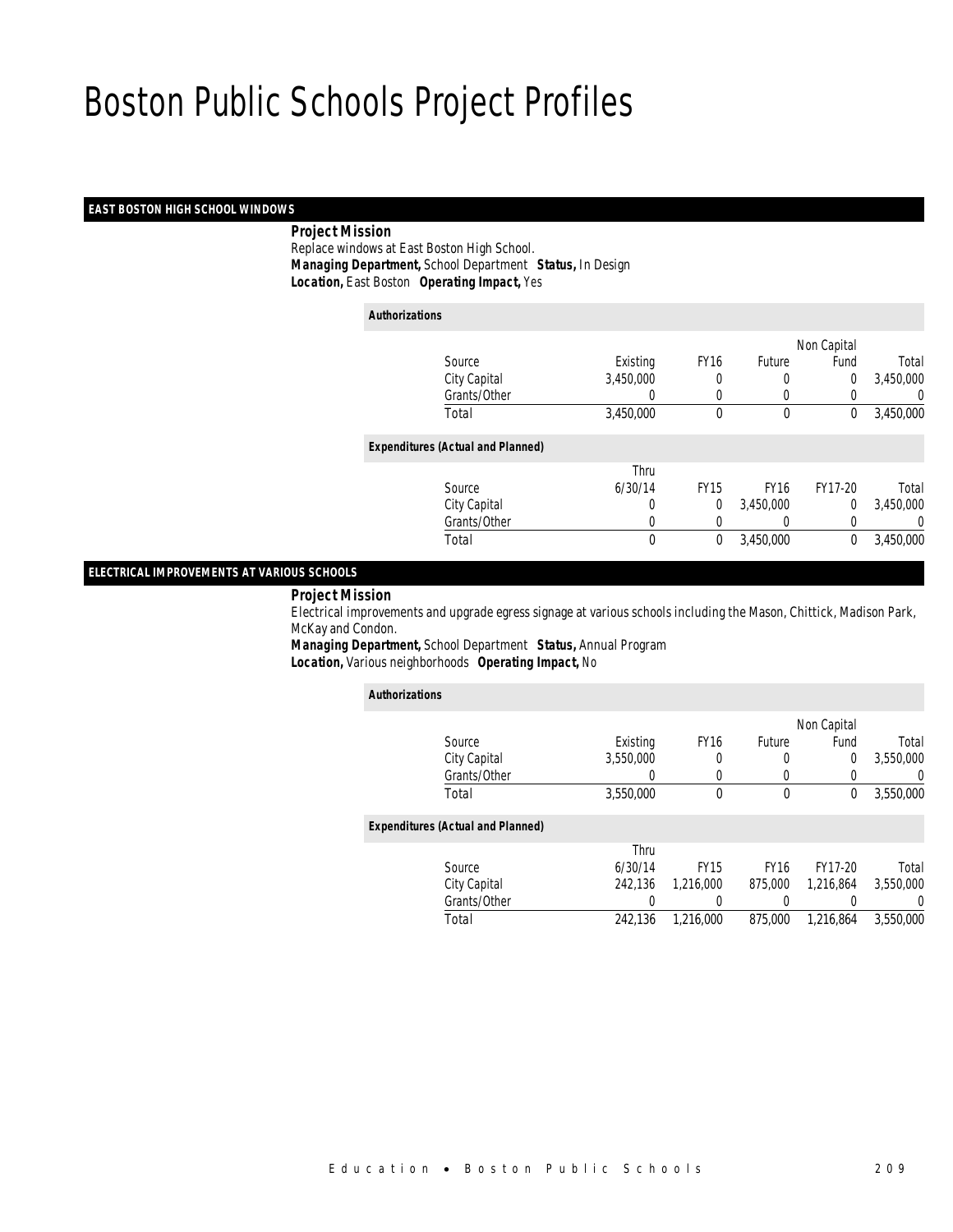# Boston Public Schools Project Profiles

## EAST BOSTON HIGH SCHOOL WINDOWS

***Project Mission***

Replace windows at East Boston High School.

***Managing Department,*** School Department ***Status,*** In Design

***Location,*** East Boston ***Operating Impact,*** Yes

***Authorizations***

| Source | Existing | FY16 | Future | Non Capital Fund | Total |
|---|---|---|---|---|---|
| City Capital | 3,450,000 | 0 | 0 | 0 | 3,450,000 |
| Grants/Other | 0 | 0 | 0 | 0 | 0 |
| Total | 3,450,000 | 0 | 0 | 0 | 3,450,000 |

***Expenditures (Actual and Planned)***

| Source | Thru 6/30/14 | FY15 | FY16 | FY17-20 | Total |
|---|---|---|---|---|---|
| City Capital | 0 | 0 | 3,450,000 | 0 | 3,450,000 |
| Grants/Other | 0 | 0 | 0 | 0 | 0 |
| Total | 0 | 0 | 3,450,000 | 0 | 3,450,000 |

## ELECTRICAL IMPROVEMENTS AT VARIOUS SCHOOLS

***Project Mission***

Electrical improvements and upgrade egress signage at various schools including the Mason, Chittick, Madison Park, McKay and Condon.

***Managing Department,*** School Department ***Status,*** Annual Program

***Location,*** Various neighborhoods ***Operating Impact,*** No

***Authorizations***

| Source | Existing | FY16 | Future | Non Capital Fund | Total |
|---|---|---|---|---|---|
| City Capital | 3,550,000 | 0 | 0 | 0 | 3,550,000 |
| Grants/Other | 0 | 0 | 0 | 0 | 0 |
| Total | 3,550,000 | 0 | 0 | 0 | 3,550,000 |

***Expenditures (Actual and Planned)***

| Source | Thru 6/30/14 | FY15 | FY16 | FY17-20 | Total |
|---|---|---|---|---|---|
| City Capital | 242,136 | 1,216,000 | 875,000 | 1,216,864 | 3,550,000 |
| Grants/Other | 0 | 0 | 0 | 0 | 0 |
| Total | 242,136 | 1,216,000 | 875,000 | 1,216,864 | 3,550,000 |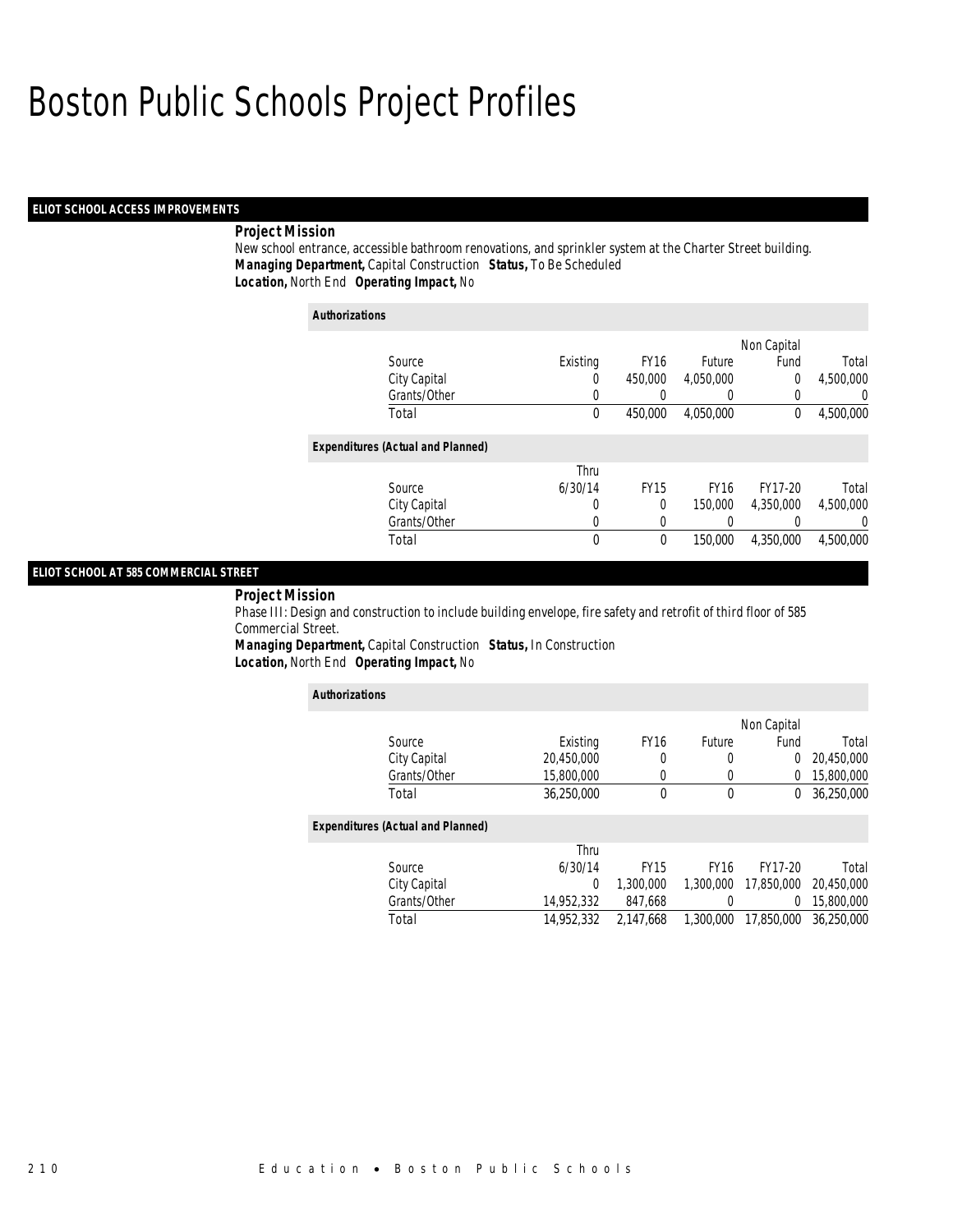# Boston Public Schools Project Profiles

### ELIOT SCHOOL ACCESS IMPROVEMENTS

**Project Mission**

New school entrance, accessible bathroom renovations, and sprinkler system at the Charter Street building.

***Managing Department,*** Capital Construction ***Status,*** To Be Scheduled

***Location,*** North End ***Operating Impact,*** No

***Authorizations***

| Source | Existing | FY16 | Future | Non Capital Fund | Total |
|---|---|---|---|---|---|
| City Capital | 0 | 450,000 | 4,050,000 | 0 | 4,500,000 |
| Grants/Other | 0 | 0 | 0 | 0 | 0 |
| Total | 0 | 450,000 | 4,050,000 | 0 | 4,500,000 |

***Expenditures (Actual and Planned)***

| Source | Thru 6/30/14 | FY15 | FY16 | FY17-20 | Total |
|---|---|---|---|---|---|
| City Capital | 0 | 0 | 150,000 | 4,350,000 | 4,500,000 |
| Grants/Other | 0 | 0 | 0 | 0 | 0 |
| Total | 0 | 0 | 150,000 | 4,350,000 | 4,500,000 |

### ELIOT SCHOOL AT 585 COMMERCIAL STREET

**Project Mission**

Phase III: Design and construction to include building envelope, fire safety and retrofit of third floor of 585 Commercial Street.

***Managing Department,*** Capital Construction ***Status,*** In Construction

***Location,*** North End ***Operating Impact,*** No

***Authorizations***

| Source | Existing | FY16 | Future | Non Capital Fund | Total |
|---|---|---|---|---|---|
| City Capital | 20,450,000 | 0 | 0 | 0 | 20,450,000 |
| Grants/Other | 15,800,000 | 0 | 0 | 0 | 15,800,000 |
| Total | 36,250,000 | 0 | 0 | 0 | 36,250,000 |

***Expenditures (Actual and Planned)***

| Source | Thru 6/30/14 | FY15 | FY16 | FY17-20 | Total |
|---|---|---|---|---|---|
| City Capital | 0 | 1,300,000 | 1,300,000 | 17,850,000 | 20,450,000 |
| Grants/Other | 14,952,332 | 847,668 | 0 | 0 | 15,800,000 |
| Total | 14,952,332 | 2,147,668 | 1,300,000 | 17,850,000 | 36,250,000 |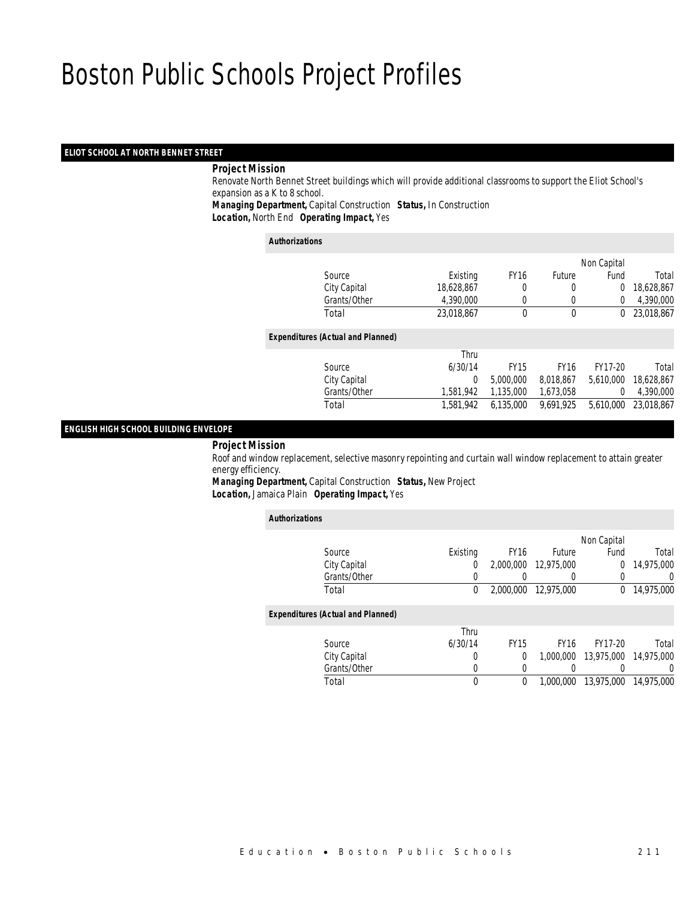# Boston Public Schools Project Profiles

## ELIOT SCHOOL AT NORTH BENNET STREET

**Project Mission**

Renovate North Bennet Street buildings which will provide additional classrooms to support the Eliot School's expansion as a K to 8 school.

**Managing Department,** Capital Construction **Status,** In Construction
**Location,** North End **Operating Impact,** Yes

*Authorizations*

| Source | Existing | FY16 | Future | Non Capital Fund | Total |
|---|---|---|---|---|---|
| City Capital | 18,628,867 | 0 | 0 | 0 | 18,628,867 |
| Grants/Other | 4,390,000 | 0 | 0 | 0 | 4,390,000 |
| Total | 23,018,867 | 0 | 0 | 0 | 23,018,867 |

*Expenditures (Actual and Planned)*

| Source | Thru 6/30/14 | FY15 | FY16 | FY17-20 | Total |
|---|---|---|---|---|---|
| City Capital | 0 | 5,000,000 | 8,018,867 | 5,610,000 | 18,628,867 |
| Grants/Other | 1,581,942 | 1,135,000 | 1,673,058 | 0 | 4,390,000 |
| Total | 1,581,942 | 6,135,000 | 9,691,925 | 5,610,000 | 23,018,867 |

## ENGLISH HIGH SCHOOL BUILDING ENVELOPE

**Project Mission**

Roof and window replacement, selective masonry repointing and curtain wall window replacement to attain greater energy efficiency.

**Managing Department,** Capital Construction **Status,** New Project
**Location,** Jamaica Plain **Operating Impact,** Yes

*Authorizations*

| Source | Existing | FY16 | Future | Non Capital Fund | Total |
|---|---|---|---|---|---|
| City Capital | 0 | 2,000,000 | 12,975,000 | 0 | 14,975,000 |
| Grants/Other | 0 | 0 | 0 | 0 | 0 |
| Total | 0 | 2,000,000 | 12,975,000 | 0 | 14,975,000 |

*Expenditures (Actual and Planned)*

| Source | Thru 6/30/14 | FY15 | FY16 | FY17-20 | Total |
|---|---|---|---|---|---|
| City Capital | 0 | 0 | 1,000,000 | 13,975,000 | 14,975,000 |
| Grants/Other | 0 | 0 | 0 | 0 | 0 |
| Total | 0 | 0 | 1,000,000 | 13,975,000 | 14,975,000 |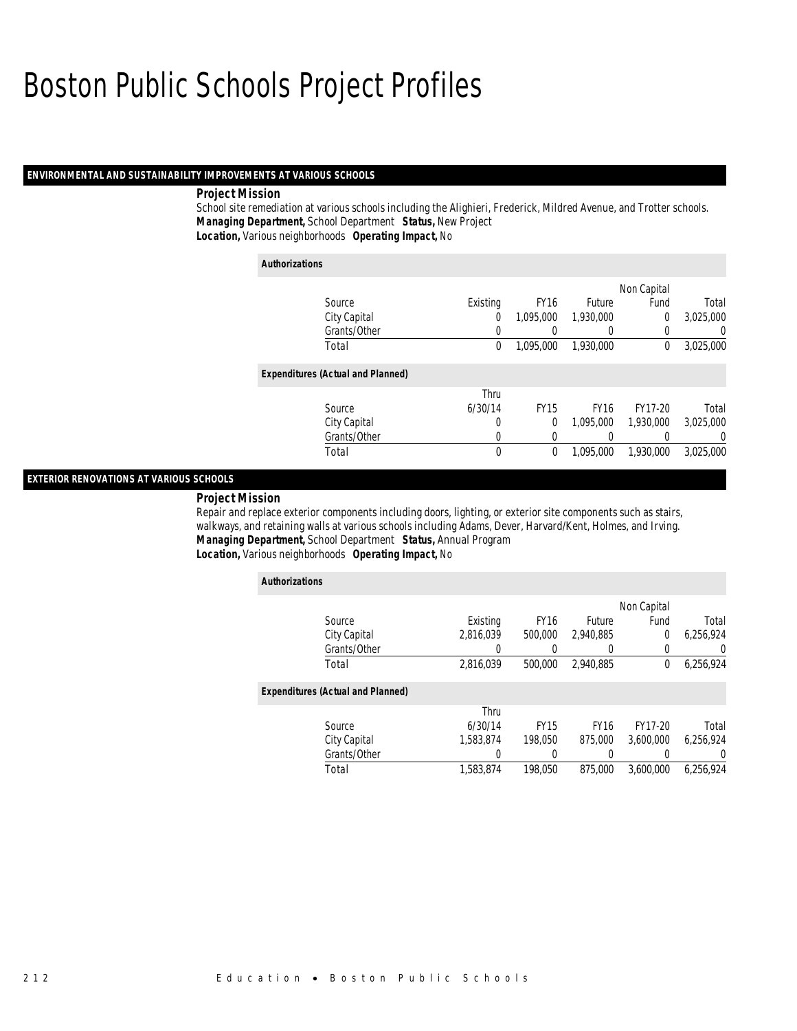# Boston Public Schools Project Profiles

## ENVIRONMENTAL AND SUSTAINABILITY IMPROVEMENTS AT VARIOUS SCHOOLS

**Project Mission**

School site remediation at various schools including the Alighieri, Frederick, Mildred Avenue, and Trotter schools.

***Managing Department,*** School Department ***Status,*** New Project

***Location,*** Various neighborhoods ***Operating Impact,*** No

**Authorizations**

| Source | Existing | FY16 | Future | Non Capital Fund | Total |
|---|---|---|---|---|---|
| City Capital | 0 | 1,095,000 | 1,930,000 | 0 | 3,025,000 |
| Grants/Other | 0 | 0 | 0 | 0 | 0 |
| Total | 0 | 1,095,000 | 1,930,000 | 0 | 3,025,000 |

**Expenditures (Actual and Planned)**

| Source | Thru 6/30/14 | FY15 | FY16 | FY17-20 | Total |
|---|---|---|---|---|---|
| City Capital | 0 | 0 | 1,095,000 | 1,930,000 | 3,025,000 |
| Grants/Other | 0 | 0 | 0 | 0 | 0 |
| Total | 0 | 0 | 1,095,000 | 1,930,000 | 3,025,000 |

## EXTERIOR RENOVATIONS AT VARIOUS SCHOOLS

**Project Mission**

Repair and replace exterior components including doors, lighting, or exterior site components such as stairs, walkways, and retaining walls at various schools including Adams, Dever, Harvard/Kent, Holmes, and Irving.

***Managing Department,*** School Department ***Status,*** Annual Program

***Location,*** Various neighborhoods ***Operating Impact,*** No

**Authorizations**

| Source | Existing | FY16 | Future | Non Capital Fund | Total |
|---|---|---|---|---|---|
| City Capital | 2,816,039 | 500,000 | 2,940,885 | 0 | 6,256,924 |
| Grants/Other | 0 | 0 | 0 | 0 | 0 |
| Total | 2,816,039 | 500,000 | 2,940,885 | 0 | 6,256,924 |

**Expenditures (Actual and Planned)**

| Source | Thru 6/30/14 | FY15 | FY16 | FY17-20 | Total |
|---|---|---|---|---|---|
| City Capital | 1,583,874 | 198,050 | 875,000 | 3,600,000 | 6,256,924 |
| Grants/Other | 0 | 0 | 0 | 0 | 0 |
| Total | 1,583,874 | 198,050 | 875,000 | 3,600,000 | 6,256,924 |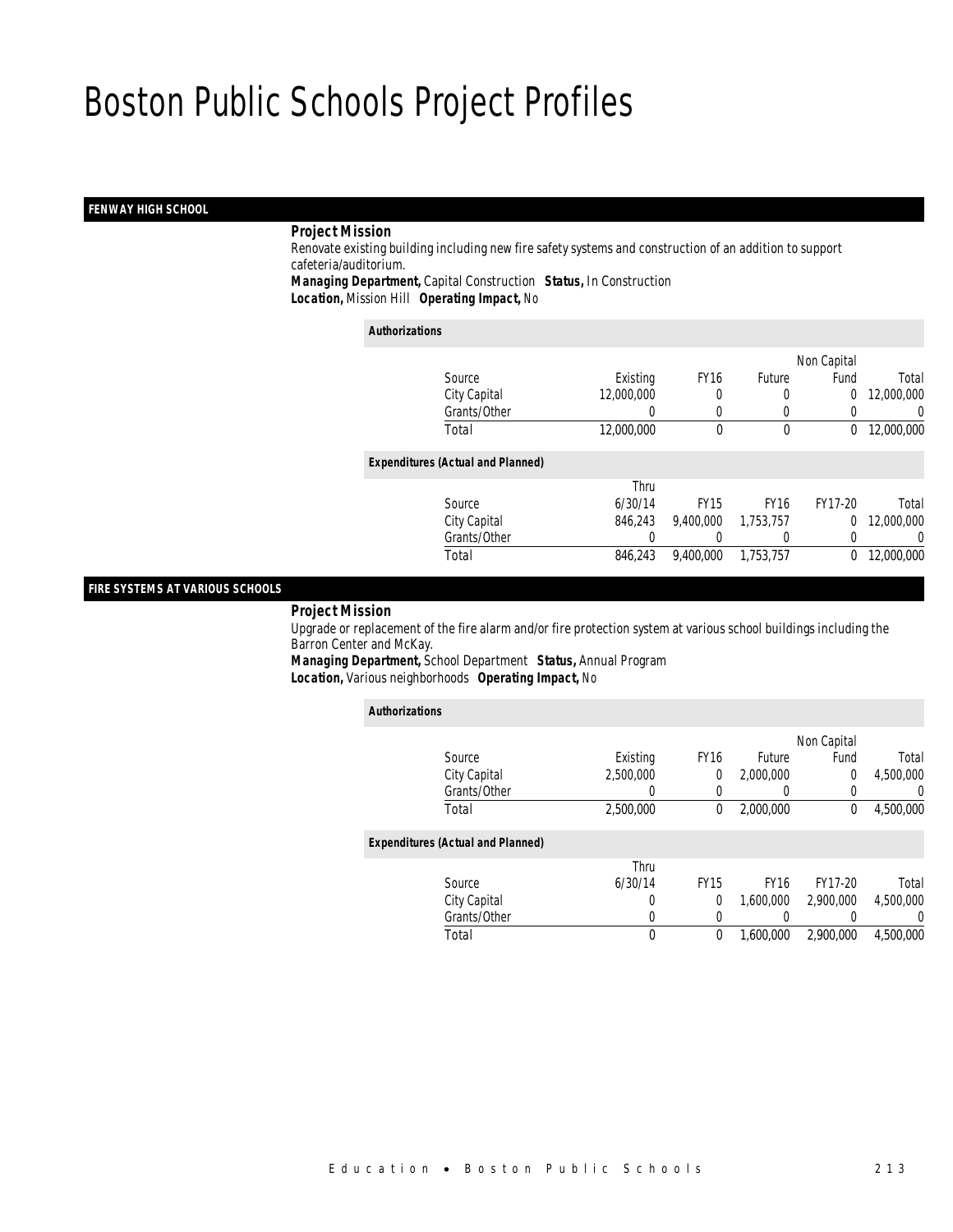# Boston Public Schools Project Profiles

## FENWAY HIGH SCHOOL

**Project Mission**

Renovate existing building including new fire safety systems and construction of an addition to support cafeteria/auditorium.

**Managing Department,** Capital Construction **Status,** In Construction

**Location,** Mission Hill **Operating Impact,** No

*Authorizations*

| Source | Existing | FY16 | Future | Non Capital Fund | Total |
|---|---|---|---|---|---|
| City Capital | 12,000,000 | 0 | 0 | 0 | 12,000,000 |
| Grants/Other | 0 | 0 | 0 | 0 | 0 |
| Total | 12,000,000 | 0 | 0 | 0 | 12,000,000 |

*Expenditures (Actual and Planned)*

| Source | Thru 6/30/14 | FY15 | FY16 | FY17-20 | Total |
|---|---|---|---|---|---|
| City Capital | 846,243 | 9,400,000 | 1,753,757 | 0 | 12,000,000 |
| Grants/Other | 0 | 0 | 0 | 0 | 0 |
| Total | 846,243 | 9,400,000 | 1,753,757 | 0 | 12,000,000 |

## FIRE SYSTEMS AT VARIOUS SCHOOLS

**Project Mission**

Upgrade or replacement of the fire alarm and/or fire protection system at various school buildings including the Barron Center and McKay.

**Managing Department,** School Department **Status,** Annual Program

**Location,** Various neighborhoods **Operating Impact,** No

*Authorizations*

| Source | Existing | FY16 | Future | Non Capital Fund | Total |
|---|---|---|---|---|---|
| City Capital | 2,500,000 | 0 | 2,000,000 | 0 | 4,500,000 |
| Grants/Other | 0 | 0 | 0 | 0 | 0 |
| Total | 2,500,000 | 0 | 2,000,000 | 0 | 4,500,000 |

*Expenditures (Actual and Planned)*

| Source | Thru 6/30/14 | FY15 | FY16 | FY17-20 | Total |
|---|---|---|---|---|---|
| City Capital | 0 | 0 | 1,600,000 | 2,900,000 | 4,500,000 |
| Grants/Other | 0 | 0 | 0 | 0 | 0 |
| Total | 0 | 0 | 1,600,000 | 2,900,000 | 4,500,000 |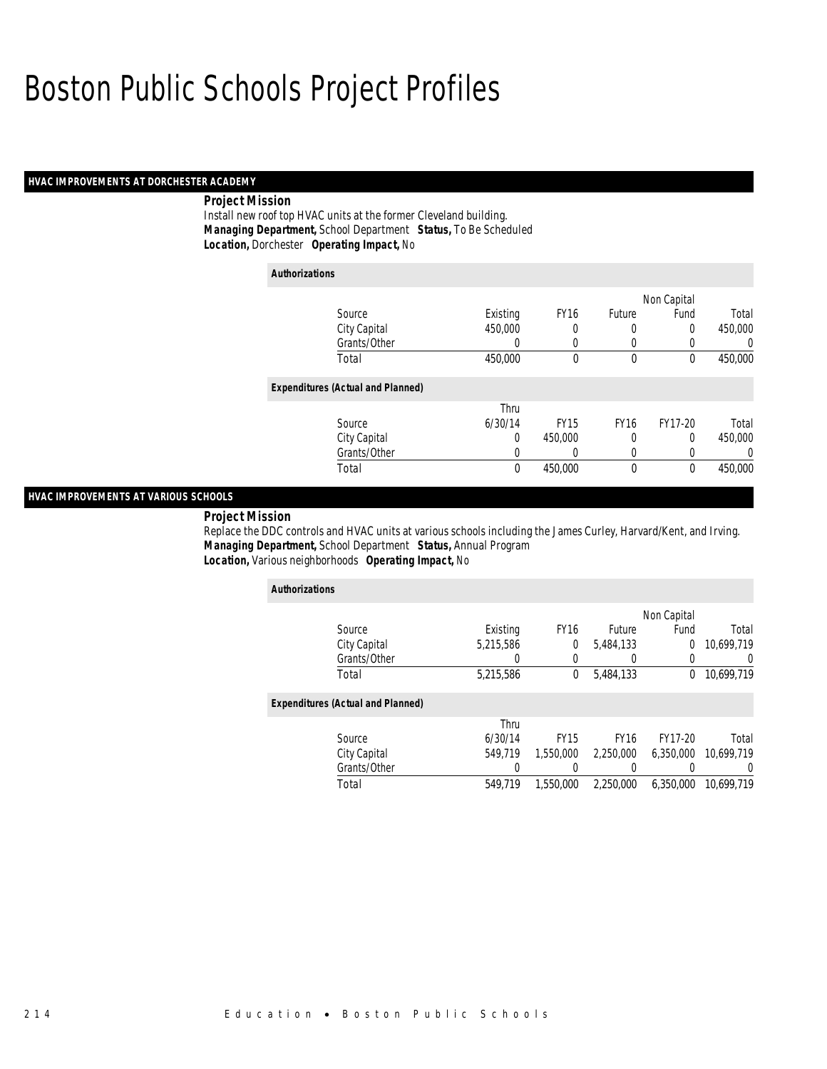# Boston Public Schools Project Profiles

## HVAC IMPROVEMENTS AT DORCHESTER ACADEMY

**Project Mission**

Install new roof top HVAC units at the former Cleveland building.

***Managing Department,*** School Department ***Status,*** To Be Scheduled

***Location,*** Dorchester ***Operating Impact,*** No

**Authorizations**

| Source | Existing | FY16 | Future | Non Capital Fund | Total |
|---|---|---|---|---|---|
| City Capital | 450,000 | 0 | 0 | 0 | 450,000 |
| Grants/Other | 0 | 0 | 0 | 0 | 0 |
| Total | 450,000 | 0 | 0 | 0 | 450,000 |

**Expenditures (Actual and Planned)**

| Source | Thru 6/30/14 | FY15 | FY16 | FY17-20 | Total |
|---|---|---|---|---|---|
| City Capital | 0 | 450,000 | 0 | 0 | 450,000 |
| Grants/Other | 0 | 0 | 0 | 0 | 0 |
| Total | 0 | 450,000 | 0 | 0 | 450,000 |

## HVAC IMPROVEMENTS AT VARIOUS SCHOOLS

**Project Mission**

Replace the DDC controls and HVAC units at various schools including the James Curley, Harvard/Kent, and Irving.

***Managing Department,*** School Department ***Status,*** Annual Program

***Location,*** Various neighborhoods ***Operating Impact,*** No

**Authorizations**

| Source | Existing | FY16 | Future | Non Capital Fund | Total |
|---|---|---|---|---|---|
| City Capital | 5,215,586 | 0 | 5,484,133 | 0 | 10,699,719 |
| Grants/Other | 0 | 0 | 0 | 0 | 0 |
| Total | 5,215,586 | 0 | 5,484,133 | 0 | 10,699,719 |

**Expenditures (Actual and Planned)**

| Source | Thru 6/30/14 | FY15 | FY16 | FY17-20 | Total |
|---|---|---|---|---|---|
| City Capital | 549,719 | 1,550,000 | 2,250,000 | 6,350,000 | 10,699,719 |
| Grants/Other | 0 | 0 | 0 | 0 | 0 |
| Total | 549,719 | 1,550,000 | 2,250,000 | 6,350,000 | 10,699,719 |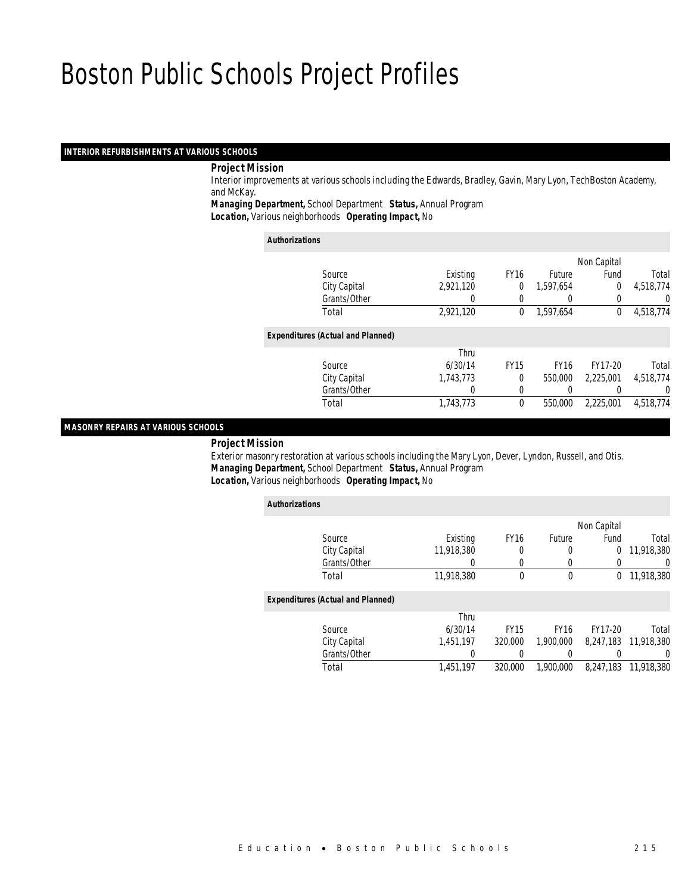# Boston Public Schools Project Profiles

## INTERIOR REFURBISHMENTS AT VARIOUS SCHOOLS

***Project Mission***

Interior improvements at various schools including the Edwards, Bradley, Gavin, Mary Lyon, TechBoston Academy, and McKay.

***Managing Department,*** School Department ***Status,*** Annual Program
***Location,*** Various neighborhoods ***Operating Impact,*** No

***Authorizations***

| Source | Existing | FY16 | Future | Non Capital Fund | Total |
|---|---|---|---|---|---|
| City Capital | 2,921,120 | 0 | 1,597,654 | 0 | 4,518,774 |
| Grants/Other | 0 | 0 | 0 | 0 | 0 |
| Total | 2,921,120 | 0 | 1,597,654 | 0 | 4,518,774 |

***Expenditures (Actual and Planned)***

| Source | Thru 6/30/14 | FY15 | FY16 | FY17-20 | Total |
|---|---|---|---|---|---|
| City Capital | 1,743,773 | 0 | 550,000 | 2,225,001 | 4,518,774 |
| Grants/Other | 0 | 0 | 0 | 0 | 0 |
| Total | 1,743,773 | 0 | 550,000 | 2,225,001 | 4,518,774 |

## MASONRY REPAIRS AT VARIOUS SCHOOLS

***Project Mission***

Exterior masonry restoration at various schools including the Mary Lyon, Dever, Lyndon, Russell, and Otis.

***Managing Department,*** School Department ***Status,*** Annual Program
***Location,*** Various neighborhoods ***Operating Impact,*** No

***Authorizations***

| Source | Existing | FY16 | Future | Non Capital Fund | Total |
|---|---|---|---|---|---|
| City Capital | 11,918,380 | 0 | 0 | 0 | 11,918,380 |
| Grants/Other | 0 | 0 | 0 | 0 | 0 |
| Total | 11,918,380 | 0 | 0 | 0 | 11,918,380 |

***Expenditures (Actual and Planned)***

| Source | Thru 6/30/14 | FY15 | FY16 | FY17-20 | Total |
|---|---|---|---|---|---|
| City Capital | 1,451,197 | 320,000 | 1,900,000 | 8,247,183 | 11,918,380 |
| Grants/Other | 0 | 0 | 0 | 0 | 0 |
| Total | 1,451,197 | 320,000 | 1,900,000 | 8,247,183 | 11,918,380 |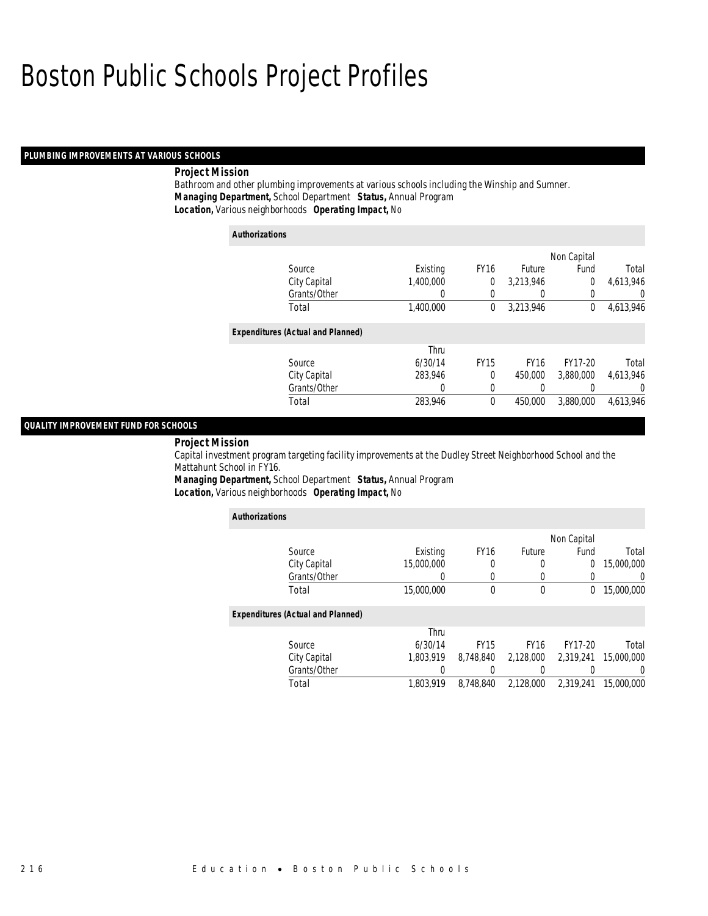# Boston Public Schools Project Profiles

## PLUMBING IMPROVEMENTS AT VARIOUS SCHOOLS

**Project Mission**

Bathroom and other plumbing improvements at various schools including the Winship and Sumner.

***Managing Department,*** School Department ***Status,*** Annual Program

***Location,*** Various neighborhoods ***Operating Impact,*** No

**Authorizations**

| Source | Existing | FY16 | Future | Non Capital Fund | Total |
|---|---|---|---|---|---|
| City Capital | 1,400,000 | 0 | 3,213,946 | 0 | 4,613,946 |
| Grants/Other | 0 | 0 | 0 | 0 | 0 |
| Total | 1,400,000 | 0 | 3,213,946 | 0 | 4,613,946 |

**Expenditures (Actual and Planned)**

| Source | Thru 6/30/14 | FY15 | FY16 | FY17-20 | Total |
|---|---|---|---|---|---|
| City Capital | 283,946 | 0 | 450,000 | 3,880,000 | 4,613,946 |
| Grants/Other | 0 | 0 | 0 | 0 | 0 |
| Total | 283,946 | 0 | 450,000 | 3,880,000 | 4,613,946 |

## QUALITY IMPROVEMENT FUND FOR SCHOOLS

**Project Mission**

Capital investment program targeting facility improvements at the Dudley Street Neighborhood School and the Mattahunt School in FY16.

***Managing Department,*** School Department ***Status,*** Annual Program

***Location,*** Various neighborhoods ***Operating Impact,*** No

**Authorizations**

| Source | Existing | FY16 | Future | Non Capital Fund | Total |
|---|---|---|---|---|---|
| City Capital | 15,000,000 | 0 | 0 | 0 | 15,000,000 |
| Grants/Other | 0 | 0 | 0 | 0 | 0 |
| Total | 15,000,000 | 0 | 0 | 0 | 15,000,000 |

**Expenditures (Actual and Planned)**

| Source | Thru 6/30/14 | FY15 | FY16 | FY17-20 | Total |
|---|---|---|---|---|---|
| City Capital | 1,803,919 | 8,748,840 | 2,128,000 | 2,319,241 | 15,000,000 |
| Grants/Other | 0 | 0 | 0 | 0 | 0 |
| Total | 1,803,919 | 8,748,840 | 2,128,000 | 2,319,241 | 15,000,000 |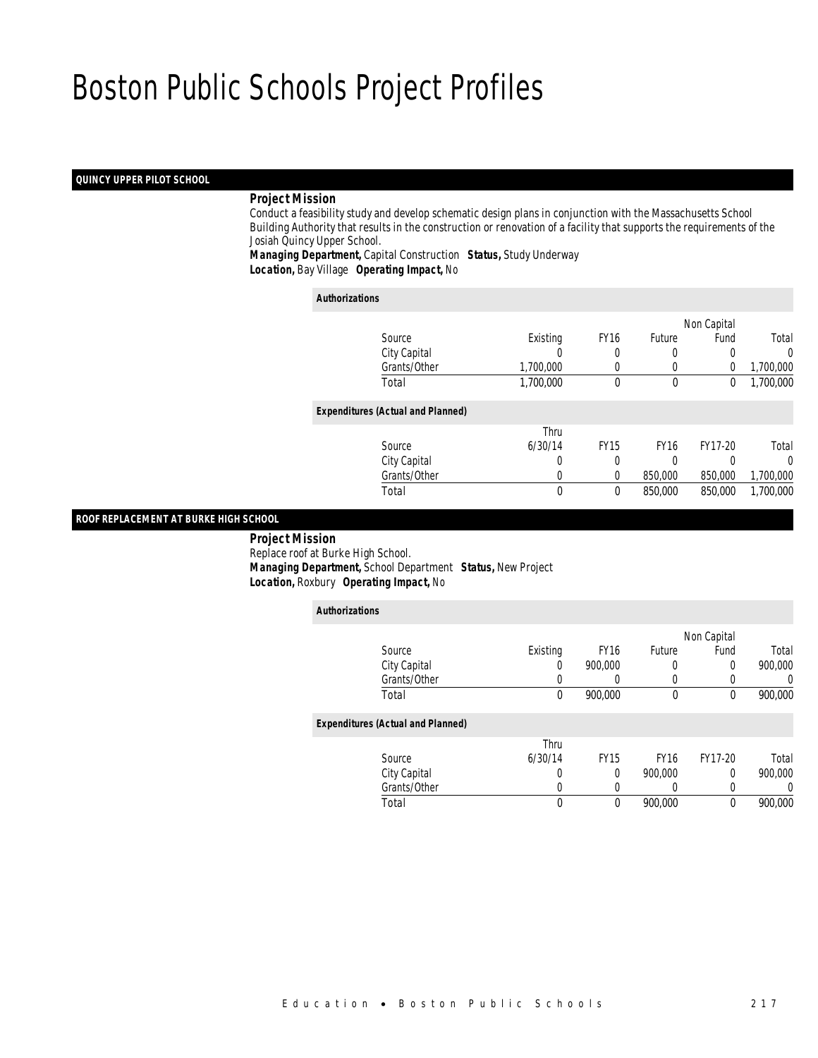# Boston Public Schools Project Profiles

## QUINCY UPPER PILOT SCHOOL

**Project Mission**

Conduct a feasibility study and develop schematic design plans in conjunction with the Massachusetts School Building Authority that results in the construction or renovation of a facility that supports the requirements of the Josiah Quincy Upper School.

***Managing Department,*** Capital Construction ***Status,*** Study Underway

***Location,*** Bay Village ***Operating Impact,*** No

*Authorizations*

| Source | Existing | FY16 | Future | Non Capital Fund | Total |
|---|---|---|---|---|---|
| City Capital | 0 | 0 | 0 | 0 | 0 |
| Grants/Other | 1,700,000 | 0 | 0 | 0 | 1,700,000 |
| Total | 1,700,000 | 0 | 0 | 0 | 1,700,000 |

*Expenditures (Actual and Planned)*

| Source | Thru 6/30/14 | FY15 | FY16 | FY17-20 | Total |
|---|---|---|---|---|---|
| City Capital | 0 | 0 | 0 | 0 | 0 |
| Grants/Other | 0 | 0 | 850,000 | 850,000 | 1,700,000 |
| Total | 0 | 0 | 850,000 | 850,000 | 1,700,000 |

## ROOF REPLACEMENT AT BURKE HIGH SCHOOL

**Project Mission**

Replace roof at Burke High School.

***Managing Department,*** School Department ***Status,*** New Project

***Location,*** Roxbury ***Operating Impact,*** No

*Authorizations*

| Source | Existing | FY16 | Future | Non Capital Fund | Total |
|---|---|---|---|---|---|
| City Capital | 0 | 900,000 | 0 | 0 | 900,000 |
| Grants/Other | 0 | 0 | 0 | 0 | 0 |
| Total | 0 | 900,000 | 0 | 0 | 900,000 |

*Expenditures (Actual and Planned)*

| Source | Thru 6/30/14 | FY15 | FY16 | FY17-20 | Total |
|---|---|---|---|---|---|
| City Capital | 0 | 0 | 900,000 | 0 | 900,000 |
| Grants/Other | 0 | 0 | 0 | 0 | 0 |
| Total | 0 | 0 | 900,000 | 0 | 900,000 |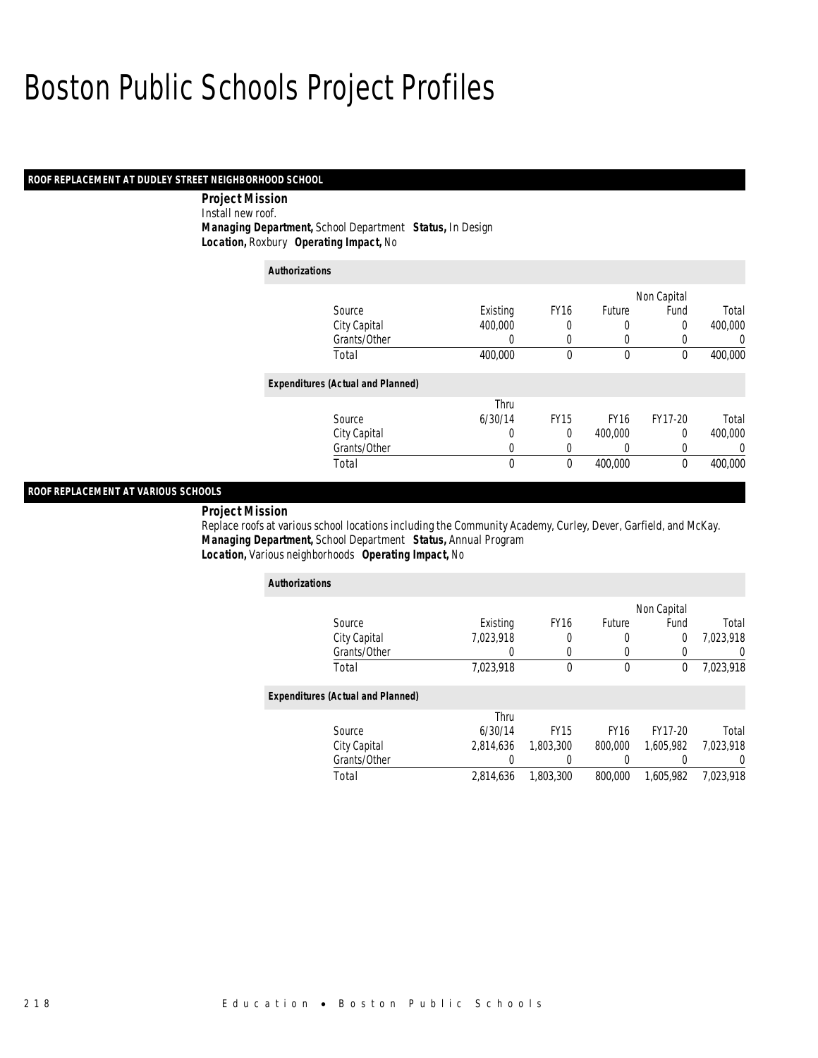# Boston Public Schools Project Profiles

## ROOF REPLACEMENT AT DUDLEY STREET NEIGHBORHOOD SCHOOL

***Project Mission***

Install new roof.

***Managing Department,*** School Department ***Status,*** In Design

***Location,*** Roxbury ***Operating Impact,*** No

***Authorizations***

| Source | Existing | FY16 | Future | Non Capital Fund | Total |
|---|---|---|---|---|---|
| City Capital | 400,000 | 0 | 0 | 0 | 400,000 |
| Grants/Other | 0 | 0 | 0 | 0 | 0 |
| Total | 400,000 | 0 | 0 | 0 | 400,000 |

***Expenditures (Actual and Planned)***

| Source | Thru 6/30/14 | FY15 | FY16 | FY17-20 | Total |
|---|---|---|---|---|---|
| City Capital | 0 | 0 | 400,000 | 0 | 400,000 |
| Grants/Other | 0 | 0 | 0 | 0 | 0 |
| Total | 0 | 0 | 400,000 | 0 | 400,000 |

## ROOF REPLACEMENT AT VARIOUS SCHOOLS

***Project Mission***

Replace roofs at various school locations including the Community Academy, Curley, Dever, Garfield, and McKay.

***Managing Department,*** School Department ***Status,*** Annual Program

***Location,*** Various neighborhoods ***Operating Impact,*** No

***Authorizations***

| Source | Existing | FY16 | Future | Non Capital Fund | Total |
|---|---|---|---|---|---|
| City Capital | 7,023,918 | 0 | 0 | 0 | 7,023,918 |
| Grants/Other | 0 | 0 | 0 | 0 | 0 |
| Total | 7,023,918 | 0 | 0 | 0 | 7,023,918 |

***Expenditures (Actual and Planned)***

| Source | Thru 6/30/14 | FY15 | FY16 | FY17-20 | Total |
|---|---|---|---|---|---|
| City Capital | 2,814,636 | 1,803,300 | 800,000 | 1,605,982 | 7,023,918 |
| Grants/Other | 0 | 0 | 0 | 0 | 0 |
| Total | 2,814,636 | 1,803,300 | 800,000 | 1,605,982 | 7,023,918 |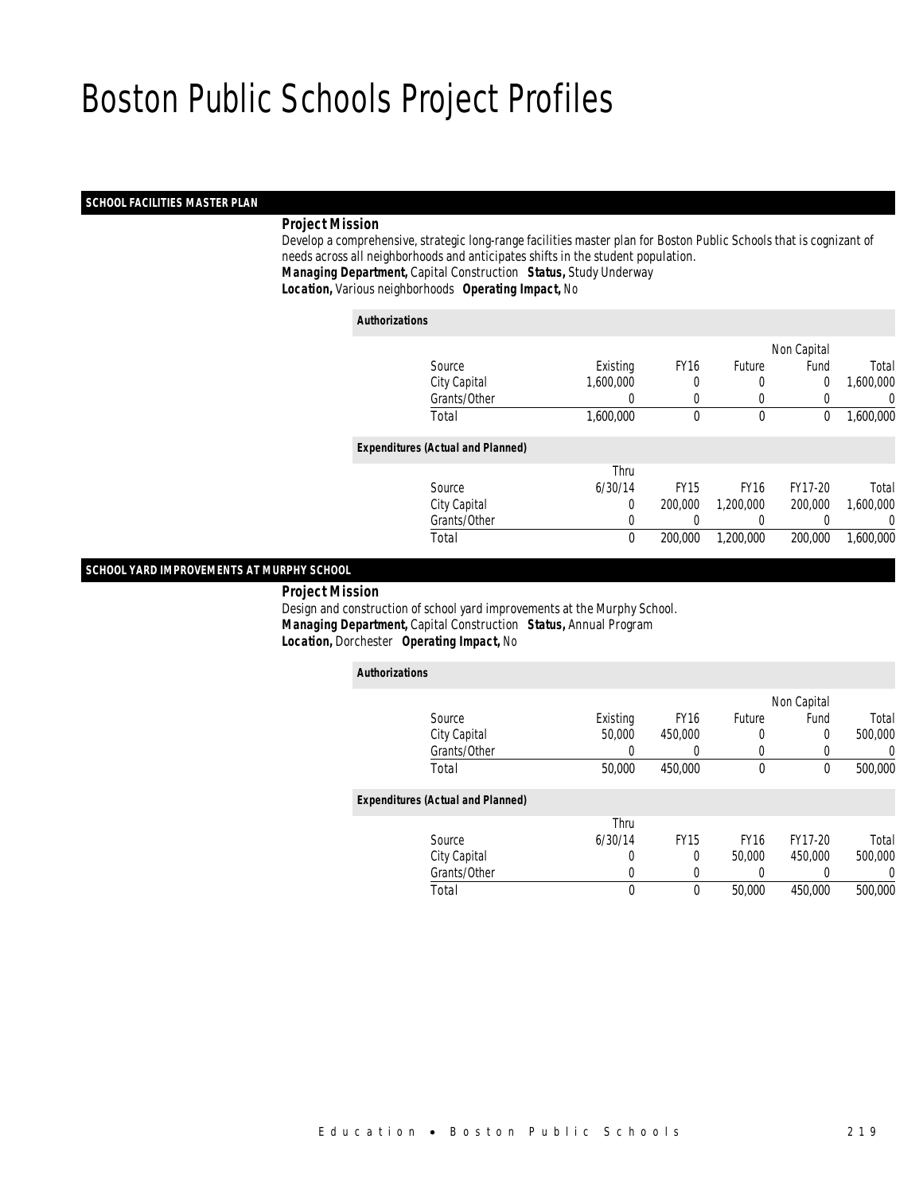# Boston Public Schools Project Profiles

## SCHOOL FACILITIES MASTER PLAN

***Project Mission***

Develop a comprehensive, strategic long-range facilities master plan for Boston Public Schools that is cognizant of needs across all neighborhoods and anticipates shifts in the student population.

***Managing Department,*** Capital Construction ***Status,*** Study Underway

***Location,*** Various neighborhoods ***Operating Impact,*** No

***Authorizations***

| Source | Existing | FY16 | Future | Non Capital Fund | Total |
|---|---|---|---|---|---|
| City Capital | 1,600,000 | 0 | 0 | 0 | 1,600,000 |
| Grants/Other | 0 | 0 | 0 | 0 | 0 |
| Total | 1,600,000 | 0 | 0 | 0 | 1,600,000 |

***Expenditures (Actual and Planned)***

| Source | Thru 6/30/14 | FY15 | FY16 | FY17-20 | Total |
|---|---|---|---|---|---|
| City Capital | 0 | 200,000 | 1,200,000 | 200,000 | 1,600,000 |
| Grants/Other | 0 | 0 | 0 | 0 | 0 |
| Total | 0 | 200,000 | 1,200,000 | 200,000 | 1,600,000 |

## SCHOOL YARD IMPROVEMENTS AT MURPHY SCHOOL

***Project Mission***

Design and construction of school yard improvements at the Murphy School.

***Managing Department,*** Capital Construction ***Status,*** Annual Program

***Location,*** Dorchester ***Operating Impact,*** No

***Authorizations***

| Source | Existing | FY16 | Future | Non Capital Fund | Total |
|---|---|---|---|---|---|
| City Capital | 50,000 | 450,000 | 0 | 0 | 500,000 |
| Grants/Other | 0 | 0 | 0 | 0 | 0 |
| Total | 50,000 | 450,000 | 0 | 0 | 500,000 |

***Expenditures (Actual and Planned)***

| Source | Thru 6/30/14 | FY15 | FY16 | FY17-20 | Total |
|---|---|---|---|---|---|
| City Capital | 0 | 0 | 50,000 | 450,000 | 500,000 |
| Grants/Other | 0 | 0 | 0 | 0 | 0 |
| Total | 0 | 0 | 50,000 | 450,000 | 500,000 |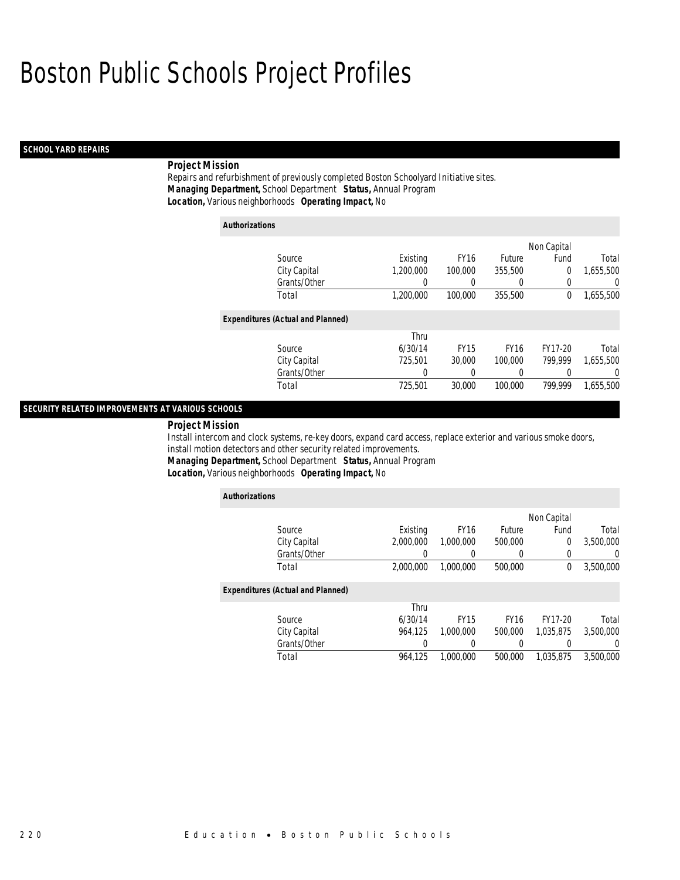# Boston Public Schools Project Profiles

## SCHOOL YARD REPAIRS

**Project Mission**

Repairs and refurbishment of previously completed Boston Schoolyard Initiative sites.

***Managing Department,*** School Department ***Status,*** Annual Program

***Location,*** Various neighborhoods ***Operating Impact,*** No

*Authorizations*

| Source | Existing | FY16 | Future | Non Capital Fund | Total |
|---|---|---|---|---|---|
| City Capital | 1,200,000 | 100,000 | 355,500 | 0 | 1,655,500 |
| Grants/Other | 0 | 0 | 0 | 0 | 0 |
| Total | 1,200,000 | 100,000 | 355,500 | 0 | 1,655,500 |

*Expenditures (Actual and Planned)*

| Source | Thru 6/30/14 | FY15 | FY16 | FY17-20 | Total |
|---|---|---|---|---|---|
| City Capital | 725,501 | 30,000 | 100,000 | 799,999 | 1,655,500 |
| Grants/Other | 0 | 0 | 0 | 0 | 0 |
| Total | 725,501 | 30,000 | 100,000 | 799,999 | 1,655,500 |

## SECURITY RELATED IMPROVEMENTS AT VARIOUS SCHOOLS

**Project Mission**

Install intercom and clock systems, re-key doors, expand card access, replace exterior and various smoke doors, install motion detectors and other security related improvements.

***Managing Department,*** School Department ***Status,*** Annual Program

***Location,*** Various neighborhoods ***Operating Impact,*** No

*Authorizations*

| Source | Existing | FY16 | Future | Non Capital Fund | Total |
|---|---|---|---|---|---|
| City Capital | 2,000,000 | 1,000,000 | 500,000 | 0 | 3,500,000 |
| Grants/Other | 0 | 0 | 0 | 0 | 0 |
| Total | 2,000,000 | 1,000,000 | 500,000 | 0 | 3,500,000 |

*Expenditures (Actual and Planned)*

| Source | Thru 6/30/14 | FY15 | FY16 | FY17-20 | Total |
|---|---|---|---|---|---|
| City Capital | 964,125 | 1,000,000 | 500,000 | 1,035,875 | 3,500,000 |
| Grants/Other | 0 | 0 | 0 | 0 | 0 |
| Total | 964,125 | 1,000,000 | 500,000 | 1,035,875 | 3,500,000 |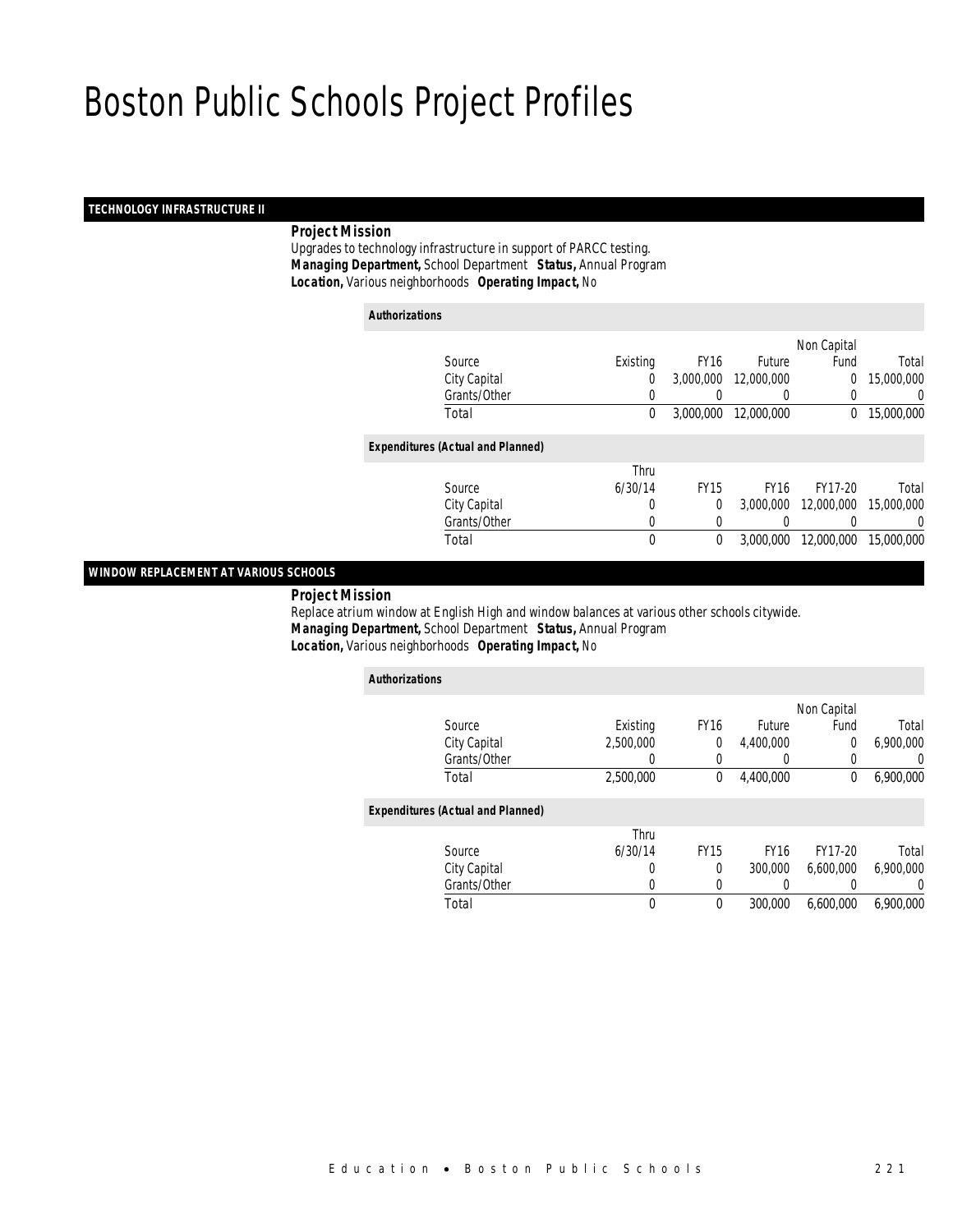# Boston Public Schools Project Profiles

## TECHNOLOGY INFRASTRUCTURE II

***Project Mission***

Upgrades to technology infrastructure in support of PARCC testing.

***Managing Department,*** School Department ***Status,*** Annual Program

***Location,*** Various neighborhoods ***Operating Impact,*** No

***Authorizations***

| Source | Existing | FY16 | Future | Non Capital Fund | Total |
|---|---|---|---|---|---|
| City Capital | 0 | 3,000,000 | 12,000,000 | 0 | 15,000,000 |
| Grants/Other | 0 | 0 | 0 | 0 | 0 |
| Total | 0 | 3,000,000 | 12,000,000 | 0 | 15,000,000 |

***Expenditures (Actual and Planned)***

| Source | Thru 6/30/14 | FY15 | FY16 | FY17-20 | Total |
|---|---|---|---|---|---|
| City Capital | 0 | 0 | 3,000,000 | 12,000,000 | 15,000,000 |
| Grants/Other | 0 | 0 | 0 | 0 | 0 |
| Total | 0 | 0 | 3,000,000 | 12,000,000 | 15,000,000 |

## WINDOW REPLACEMENT AT VARIOUS SCHOOLS

***Project Mission***

Replace atrium window at English High and window balances at various other schools citywide.

***Managing Department,*** School Department ***Status,*** Annual Program

***Location,*** Various neighborhoods ***Operating Impact,*** No

***Authorizations***

| Source | Existing | FY16 | Future | Non Capital Fund | Total |
|---|---|---|---|---|---|
| City Capital | 2,500,000 | 0 | 4,400,000 | 0 | 6,900,000 |
| Grants/Other | 0 | 0 | 0 | 0 | 0 |
| Total | 2,500,000 | 0 | 4,400,000 | 0 | 6,900,000 |

***Expenditures (Actual and Planned)***

| Source | Thru 6/30/14 | FY15 | FY16 | FY17-20 | Total |
|---|---|---|---|---|---|
| City Capital | 0 | 0 | 300,000 | 6,600,000 | 6,900,000 |
| Grants/Other | 0 | 0 | 0 | 0 | 0 |
| Total | 0 | 0 | 300,000 | 6,600,000 | 6,900,000 |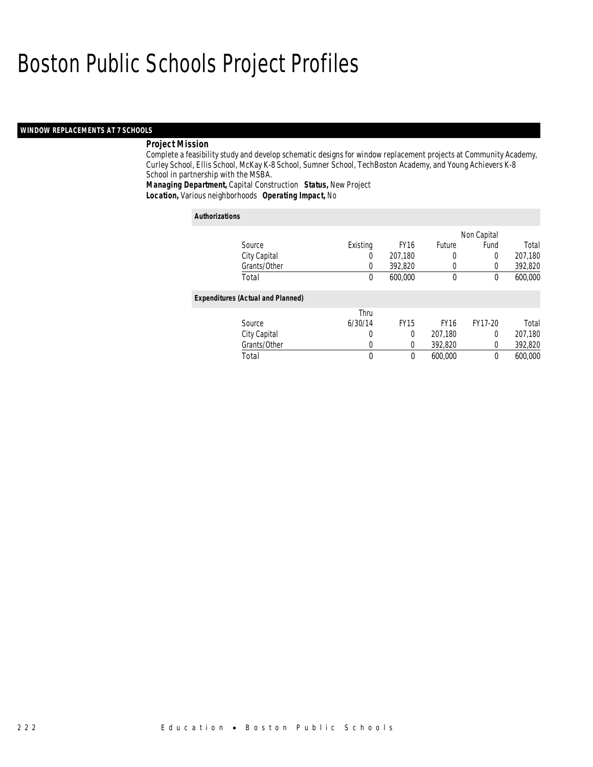# Boston Public Schools Project Profiles

## WINDOW REPLACEMENTS AT 7 SCHOOLS

### Project Mission

Complete a feasibility study and develop schematic designs for window replacement projects at Community Academy, Curley School, Ellis School, McKay K-8 School, Sumner School, TechBoston Academy, and Young Achievers K-8 School in partnership with the MSBA.

***Managing Department,*** Capital Construction ***Status,*** New Project
***Location,*** Various neighborhoods ***Operating Impact,*** No

***Authorizations***

| Source | Existing | FY16 | Future | Non Capital Fund | Total |
|---|---|---|---|---|---|
| City Capital | 0 | 207,180 | 0 | 0 | 207,180 |
| Grants/Other | 0 | 392,820 | 0 | 0 | 392,820 |
| Total | 0 | 600,000 | 0 | 0 | 600,000 |

***Expenditures (Actual and Planned)***

| Source | Thru 6/30/14 | FY15 | FY16 | FY17-20 | Total |
|---|---|---|---|---|---|
| City Capital | 0 | 0 | 207,180 | 0 | 207,180 |
| Grants/Other | 0 | 0 | 392,820 | 0 | 392,820 |
| Total | 0 | 0 | 600,000 | 0 | 600,000 |